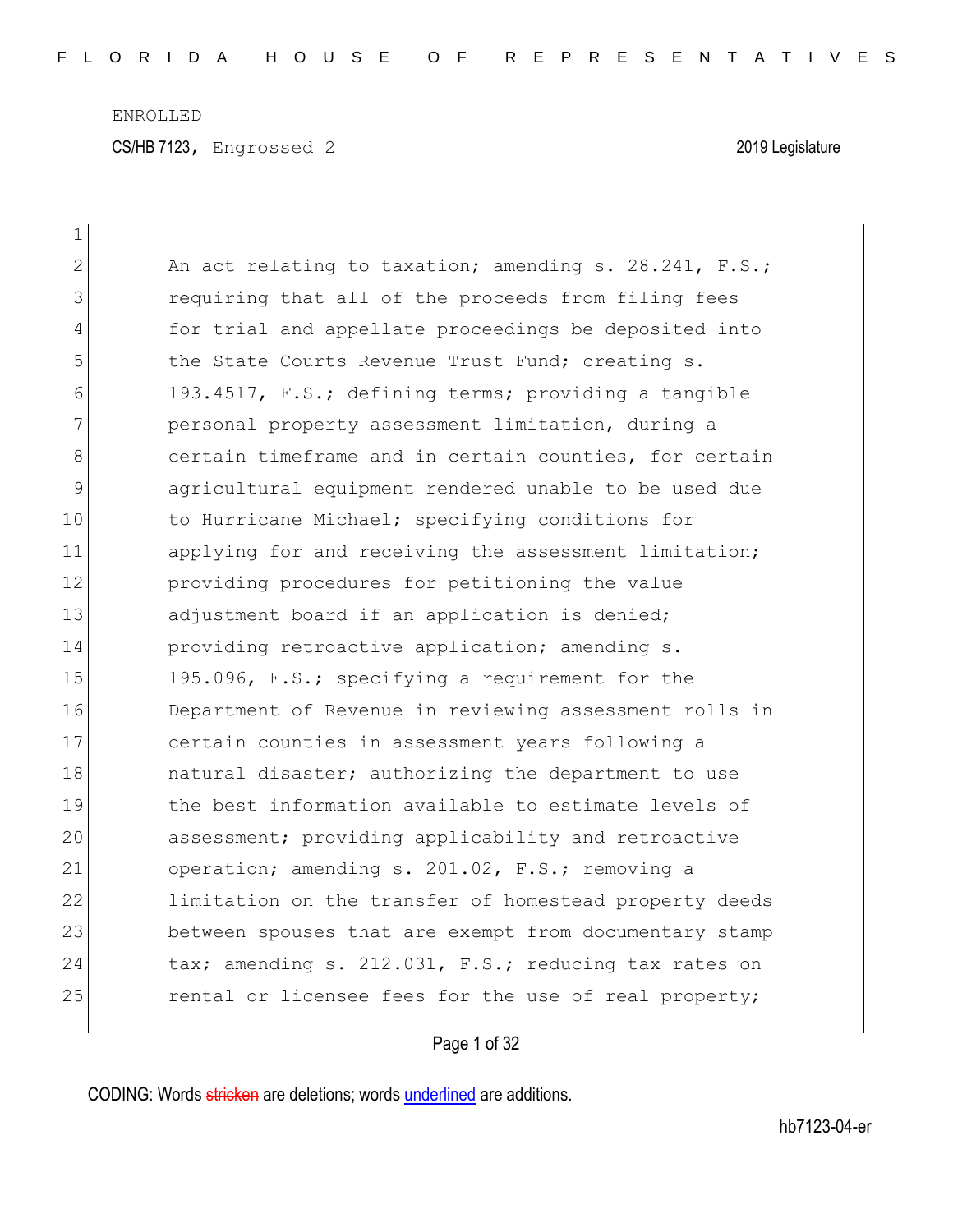ENROLLED

CS/HB 7123, Engrossed 2 — 2019 Legislature

An act relating to taxation; amending s. 28.241, F.S.; requiring that all of the proceeds from filing fees for trial and appellate proceedings be deposited into the State Courts Revenue Trust Fund; creating s. 193.4517, F.S.; defining terms; providing a tangible personal property assessment limitation, during a certain timeframe and in certain counties, for certain agricultural equipment rendered unable to be used due to Hurricane Michael; specifying conditions for applying for and receiving the assessment limitation; providing procedures for petitioning the value adjustment board if an application is denied; providing retroactive application; amending s. 195.096, F.S.; specifying a requirement for the Department of Revenue in reviewing assessment rolls in certain counties in assessment years following a natural disaster; authorizing the department to use the best information available to estimate levels of assessment; providing applicability and retroactive operation; amending s. 201.02, F.S.; removing a limitation on the transfer of homestead property deeds between spouses that are exempt from documentary stamp tax; amending s. 212.031, F.S.; reducing tax rates on rental or licensee fees for the use of real property;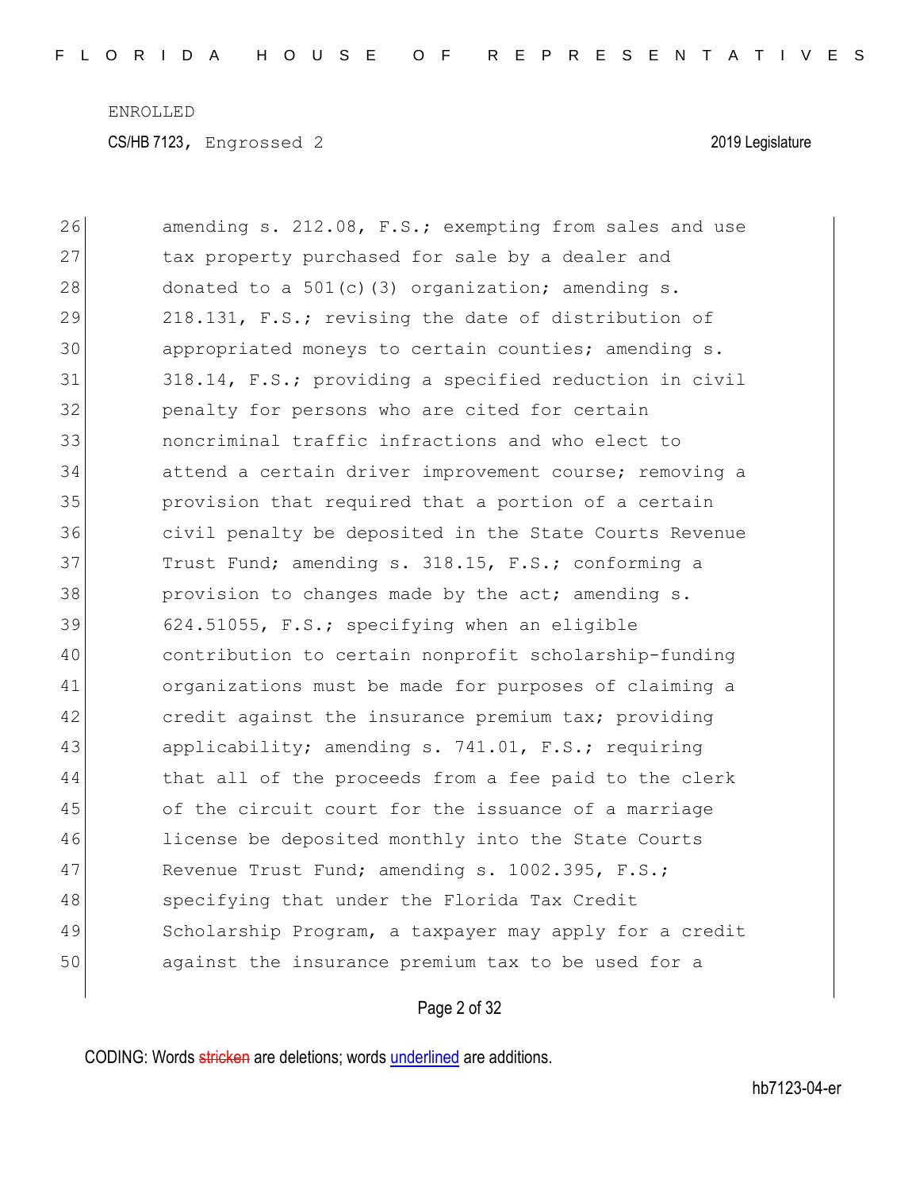26 amending s. 212.08, F.S.; exempting from sales and use
27 tax property purchased for sale by a dealer and
28 donated to a 501(c)(3) organization; amending s.
29 218.131, F.S.; revising the date of distribution of
30 appropriated moneys to certain counties; amending s.
31 318.14, F.S.; providing a specified reduction in civil
32 penalty for persons who are cited for certain
33 noncriminal traffic infractions and who elect to
34 attend a certain driver improvement course; removing a
35 provision that required that a portion of a certain
36 civil penalty be deposited in the State Courts Revenue
37 Trust Fund; amending s. 318.15, F.S.; conforming a
38 provision to changes made by the act; amending s.
39 624.51055, F.S.; specifying when an eligible
40 contribution to certain nonprofit scholarship-funding
41 organizations must be made for purposes of claiming a
42 credit against the insurance premium tax; providing
43 applicability; amending s. 741.01, F.S.; requiring
44 that all of the proceeds from a fee paid to the clerk
45 of the circuit court for the issuance of a marriage
46 license be deposited monthly into the State Courts
47 Revenue Trust Fund; amending s. 1002.395, F.S.;
48 specifying that under the Florida Tax Credit
49 Scholarship Program, a taxpayer may apply for a credit
50 against the insurance premium tax to be used for a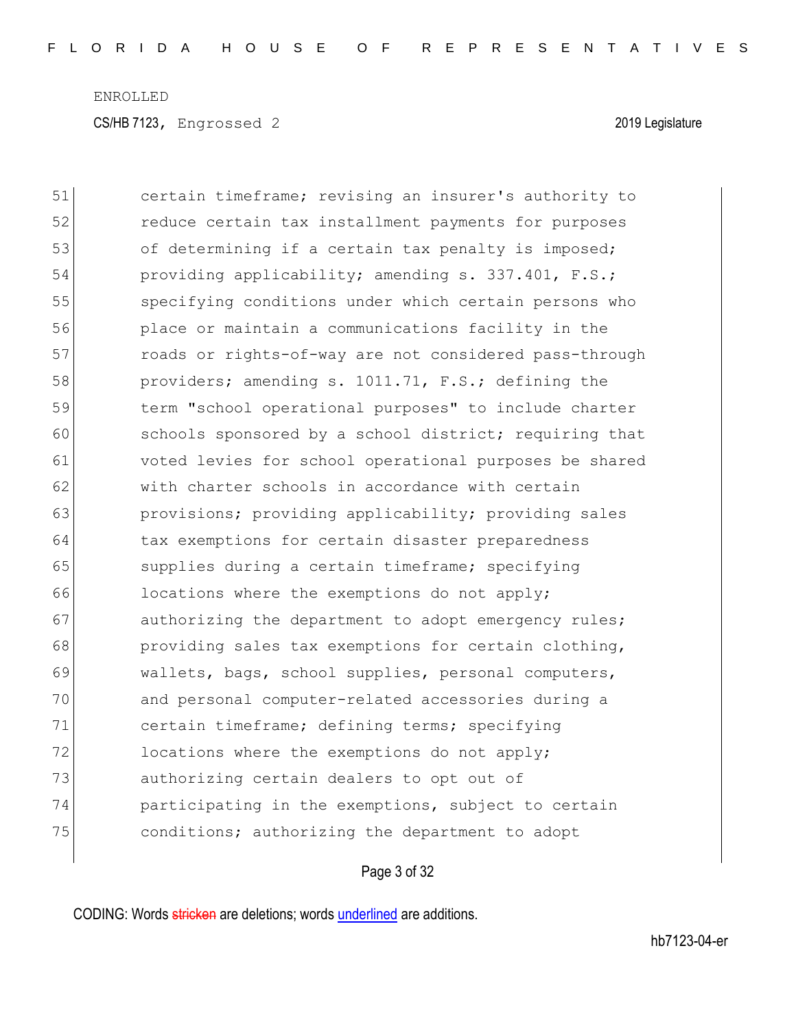51 certain timeframe; revising an insurer's authority to
52 reduce certain tax installment payments for purposes
53 of determining if a certain tax penalty is imposed;
54 providing applicability; amending s. 337.401, F.S.;
55 specifying conditions under which certain persons who
56 place or maintain a communications facility in the
57 roads or rights-of-way are not considered pass-through
58 providers; amending s. 1011.71, F.S.; defining the
59 term "school operational purposes" to include charter
60 schools sponsored by a school district; requiring that
61 voted levies for school operational purposes be shared
62 with charter schools in accordance with certain
63 provisions; providing applicability; providing sales
64 tax exemptions for certain disaster preparedness
65 supplies during a certain timeframe; specifying
66 locations where the exemptions do not apply;
67 authorizing the department to adopt emergency rules;
68 providing sales tax exemptions for certain clothing,
69 wallets, bags, school supplies, personal computers,
70 and personal computer-related accessories during a
71 certain timeframe; defining terms; specifying
72 locations where the exemptions do not apply;
73 authorizing certain dealers to opt out of
74 participating in the exemptions, subject to certain
75 conditions; authorizing the department to adopt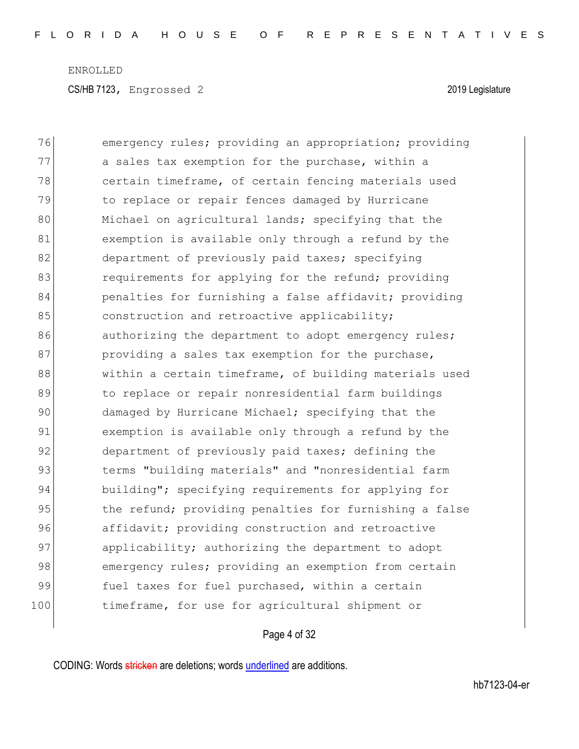emergency rules; providing an appropriation; providing a sales tax exemption for the purchase, within a certain timeframe, of certain fencing materials used to replace or repair fences damaged by Hurricane Michael on agricultural lands; specifying that the exemption is available only through a refund by the department of previously paid taxes; specifying requirements for applying for the refund; providing penalties for furnishing a false affidavit; providing construction and retroactive applicability; authorizing the department to adopt emergency rules; providing a sales tax exemption for the purchase, within a certain timeframe, of building materials used to replace or repair nonresidential farm buildings damaged by Hurricane Michael; specifying that the exemption is available only through a refund by the department of previously paid taxes; defining the terms "building materials" and "nonresidential farm building"; specifying requirements for applying for the refund; providing penalties for furnishing a false affidavit; providing construction and retroactive applicability; authorizing the department to adopt emergency rules; providing an exemption from certain fuel taxes for fuel purchased, within a certain timeframe, for use for agricultural shipment or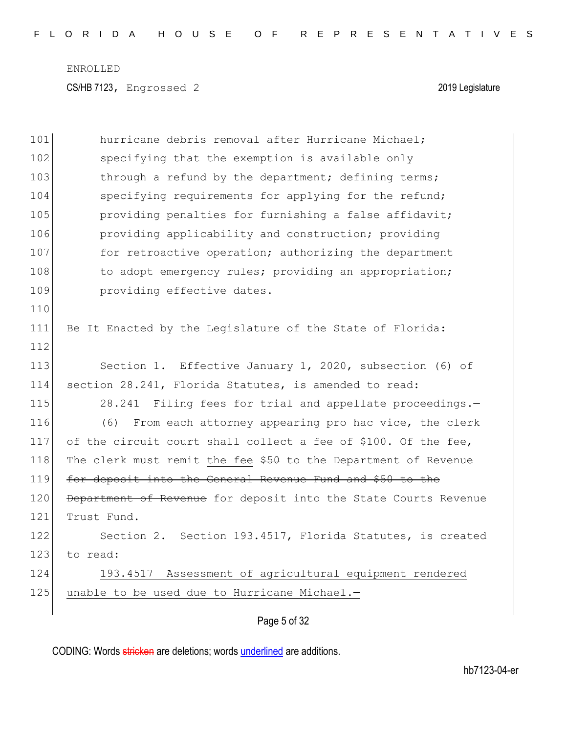hurricane debris removal after Hurricane Michael; specifying that the exemption is available only through a refund by the department; defining terms; specifying requirements for applying for the refund; providing penalties for furnishing a false affidavit; providing applicability and construction; providing for retroactive operation; authorizing the department to adopt emergency rules; providing an appropriation; providing effective dates.

Be It Enacted by the Legislature of the State of Florida:

Section 1. Effective January 1, 2020, subsection (6) of section 28.241, Florida Statutes, is amended to read:

28.241 Filing fees for trial and appellate proceedings.—

(6) From each attorney appearing pro hac vice, the clerk of the circuit court shall collect a fee of $100. ~~Of the fee,~~ The clerk must remit <u>the fee</u> ~~$50~~ to the Department of Revenue ~~for deposit into the General Revenue Fund and $50 to the Department of Revenue~~ for deposit into the State Courts Revenue Trust Fund.

Section 2. Section 193.4517, Florida Statutes, is created to read:

<u>193.4517 Assessment of agricultural equipment rendered unable to be used due to Hurricane Michael.—</u>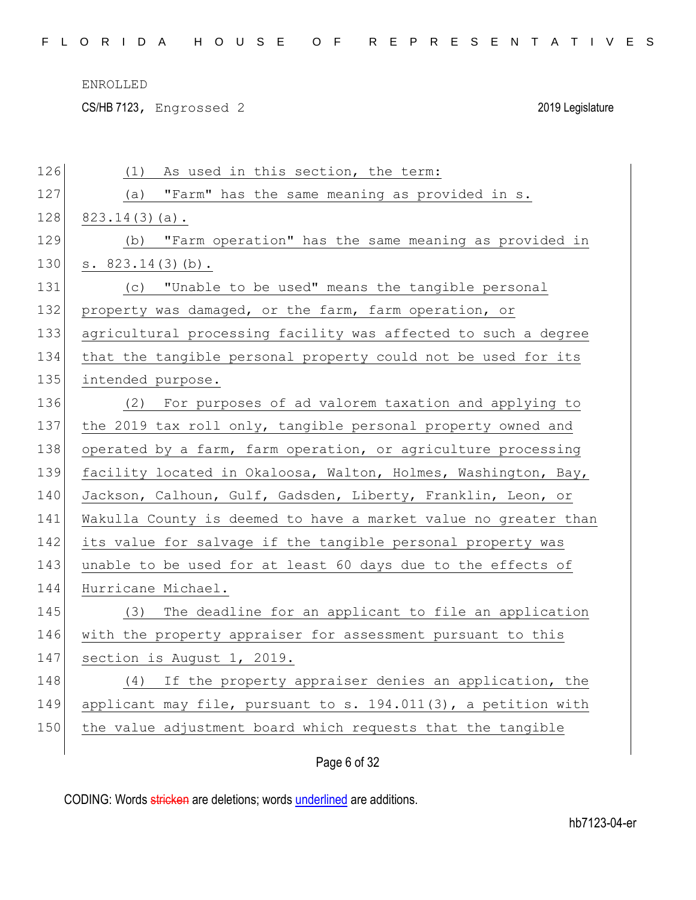(1) As used in this section, the term:

(a) "Farm" has the same meaning as provided in s. 823.14(3)(a).

(b) "Farm operation" has the same meaning as provided in s. 823.14(3)(b).

(c) "Unable to be used" means the tangible personal property was damaged, or the farm, farm operation, or agricultural processing facility was affected to such a degree that the tangible personal property could not be used for its intended purpose.

(2) For purposes of ad valorem taxation and applying to the 2019 tax roll only, tangible personal property owned and operated by a farm, farm operation, or agriculture processing facility located in Okaloosa, Walton, Holmes, Washington, Bay, Jackson, Calhoun, Gulf, Gadsden, Liberty, Franklin, Leon, or Wakulla County is deemed to have a market value no greater than its value for salvage if the tangible personal property was unable to be used for at least 60 days due to the effects of Hurricane Michael.

(3) The deadline for an applicant to file an application with the property appraiser for assessment pursuant to this section is August 1, 2019.

(4) If the property appraiser denies an application, the applicant may file, pursuant to s. 194.011(3), a petition with the value adjustment board which requests that the tangible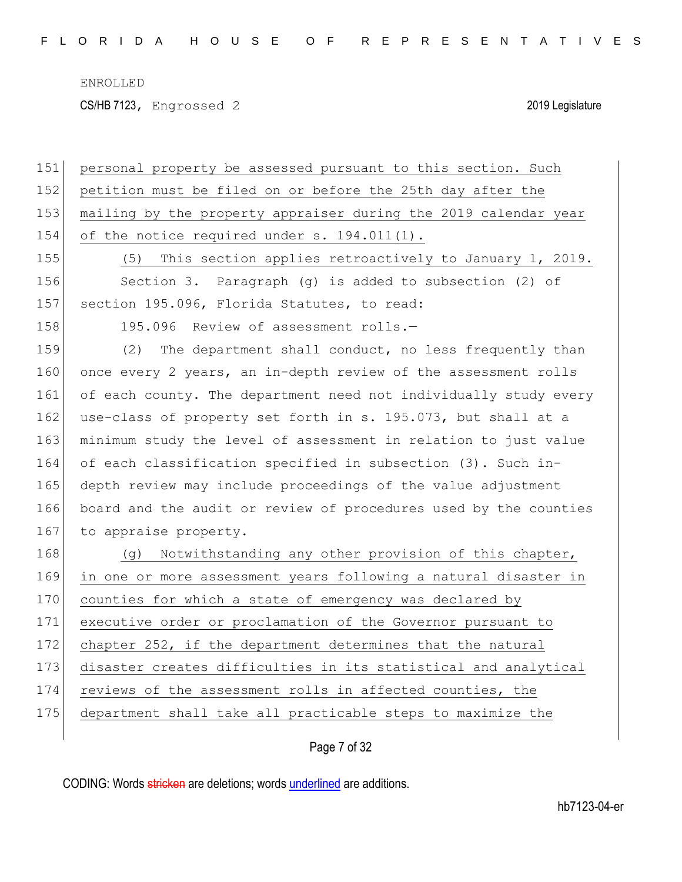personal property be assessed pursuant to this section. Such petition must be filed on or before the 25th day after the mailing by the property appraiser during the 2019 calendar year of the notice required under s. 194.011(1).

(5) This section applies retroactively to January 1, 2019.

Section 3. Paragraph (g) is added to subsection (2) of section 195.096, Florida Statutes, to read:

195.096 Review of assessment rolls.—

(2) The department shall conduct, no less frequently than once every 2 years, an in-depth review of the assessment rolls of each county. The department need not individually study every use-class of property set forth in s. 195.073, but shall at a minimum study the level of assessment in relation to just value of each classification specified in subsection (3). Such in-depth review may include proceedings of the value adjustment board and the audit or review of procedures used by the counties to appraise property.

(g) Notwithstanding any other provision of this chapter, in one or more assessment years following a natural disaster in counties for which a state of emergency was declared by executive order or proclamation of the Governor pursuant to chapter 252, if the department determines that the natural disaster creates difficulties in its statistical and analytical reviews of the assessment rolls in affected counties, the department shall take all practicable steps to maximize the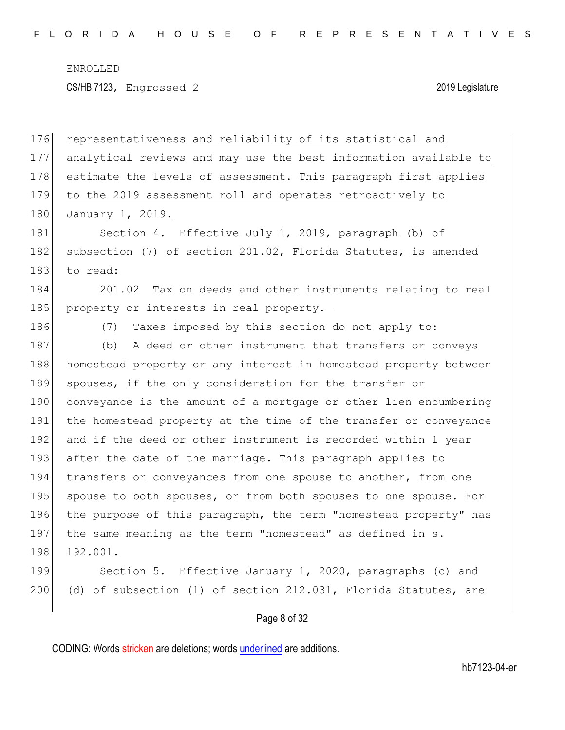representativeness and reliability of its statistical and analytical reviews and may use the best information available to estimate the levels of assessment. This paragraph first applies to the 2019 assessment roll and operates retroactively to January 1, 2019.

Section 4. Effective July 1, 2019, paragraph (b) of subsection (7) of section 201.02, Florida Statutes, is amended to read:

201.02 Tax on deeds and other instruments relating to real property or interests in real property.—

(7) Taxes imposed by this section do not apply to:

(b) A deed or other instrument that transfers or conveys homestead property or any interest in homestead property between spouses, if the only consideration for the transfer or conveyance is the amount of a mortgage or other lien encumbering the homestead property at the time of the transfer or conveyance ~~and if the deed or other instrument is recorded within 1 year after the date of the marriage~~. This paragraph applies to transfers or conveyances from one spouse to another, from one spouse to both spouses, or from both spouses to one spouse. For the purpose of this paragraph, the term "homestead property" has the same meaning as the term "homestead" as defined in s. 192.001.

Section 5. Effective January 1, 2020, paragraphs (c) and (d) of subsection (1) of section 212.031, Florida Statutes, are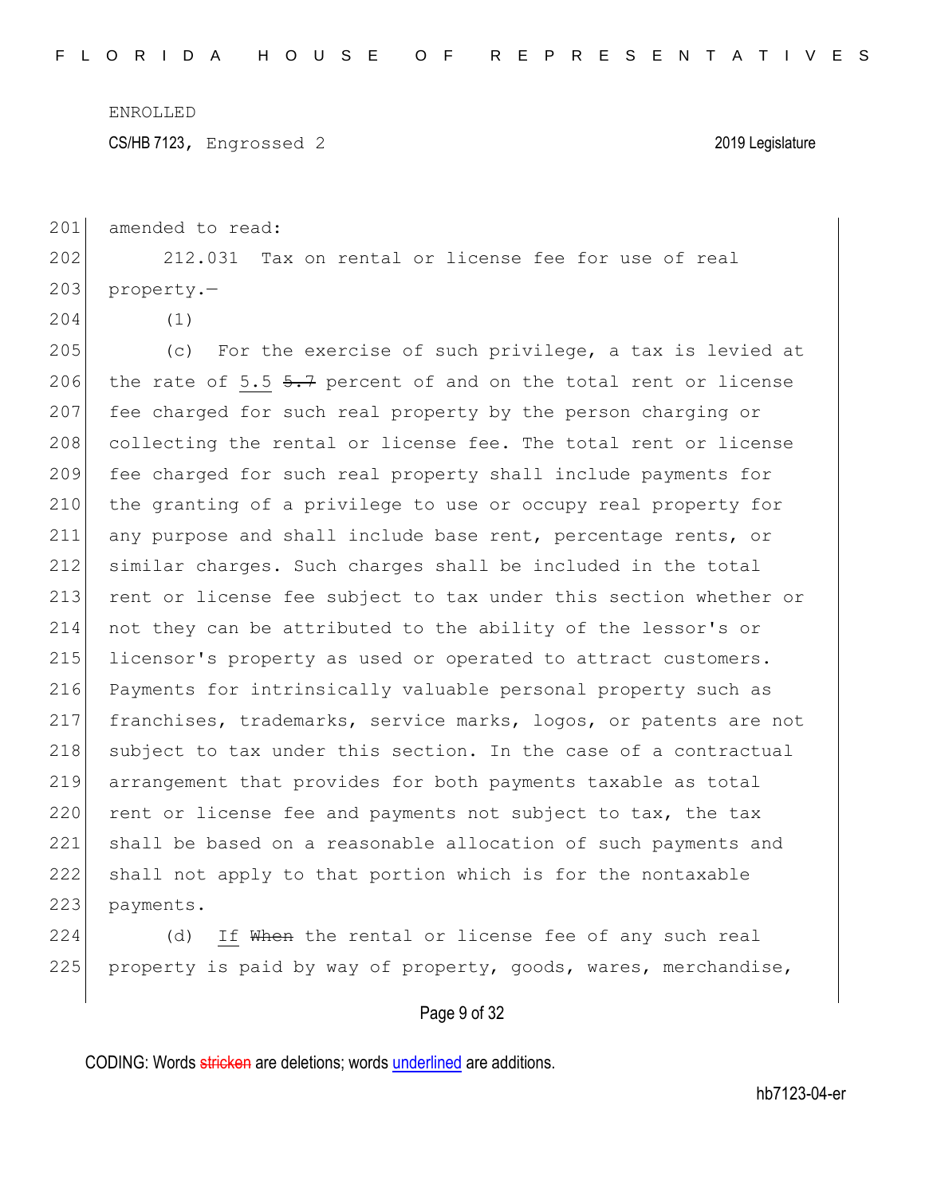amended to read:

212.031 Tax on rental or license fee for use of real property.—

(1)

(c) For the exercise of such privilege, a tax is levied at the rate of <u>5.5</u> ~~5.7~~ percent of and on the total rent or license fee charged for such real property by the person charging or collecting the rental or license fee. The total rent or license fee charged for such real property shall include payments for the granting of a privilege to use or occupy real property for any purpose and shall include base rent, percentage rents, or similar charges. Such charges shall be included in the total rent or license fee subject to tax under this section whether or not they can be attributed to the ability of the lessor's or licensor's property as used or operated to attract customers. Payments for intrinsically valuable personal property such as franchises, trademarks, service marks, logos, or patents are not subject to tax under this section. In the case of a contractual arrangement that provides for both payments taxable as total rent or license fee and payments not subject to tax, the tax shall be based on a reasonable allocation of such payments and shall not apply to that portion which is for the nontaxable payments.

(d) <u>If</u> ~~When~~ the rental or license fee of any such real property is paid by way of property, goods, wares, merchandise,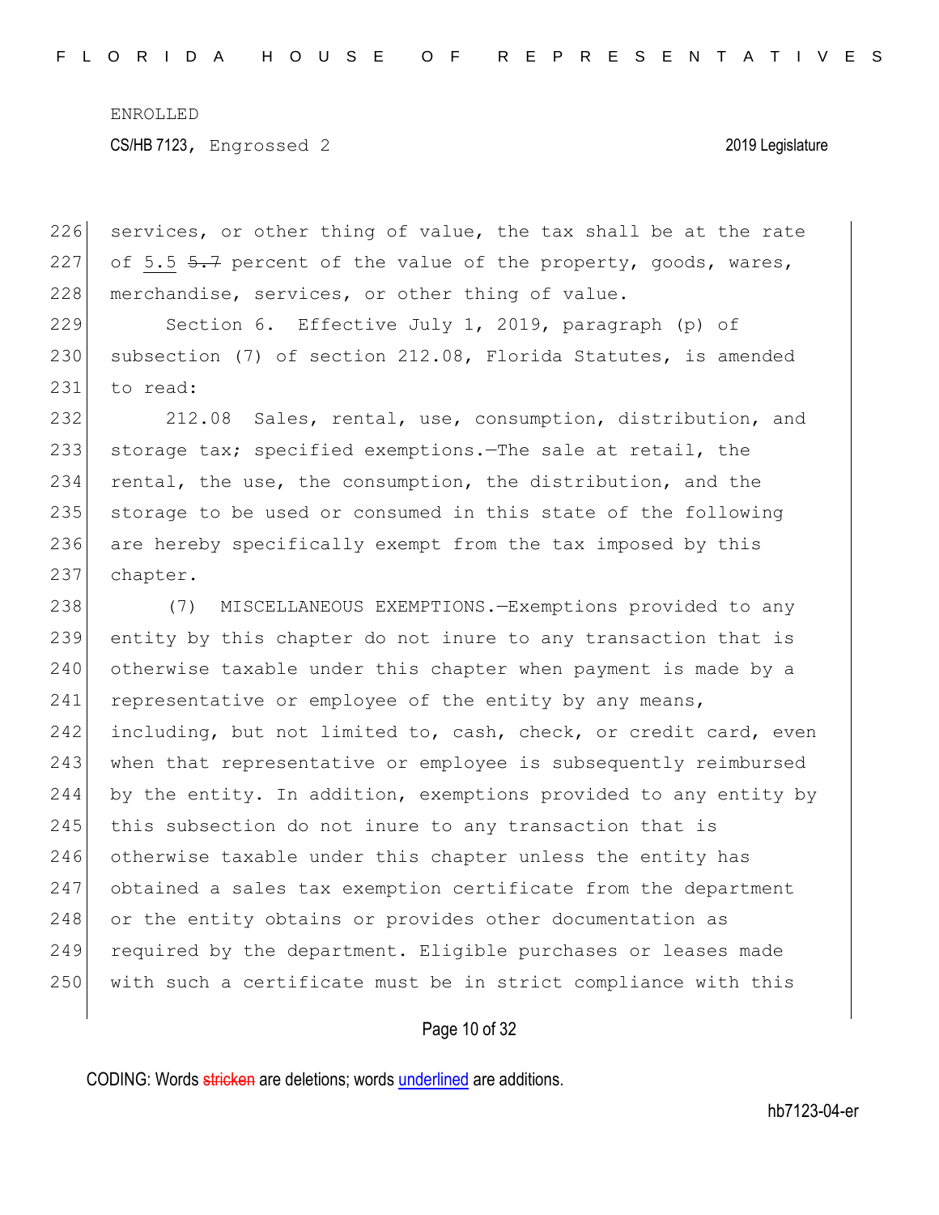services, or other thing of value, the tax shall be at the rate of 5.5 ~~5.7~~ percent of the value of the property, goods, wares, merchandise, services, or other thing of value.

Section 6. Effective July 1, 2019, paragraph (p) of subsection (7) of section 212.08, Florida Statutes, is amended to read:

212.08 Sales, rental, use, consumption, distribution, and storage tax; specified exemptions.—The sale at retail, the rental, the use, the consumption, the distribution, and the storage to be used or consumed in this state of the following are hereby specifically exempt from the tax imposed by this chapter.

(7) MISCELLANEOUS EXEMPTIONS.—Exemptions provided to any entity by this chapter do not inure to any transaction that is otherwise taxable under this chapter when payment is made by a representative or employee of the entity by any means, including, but not limited to, cash, check, or credit card, even when that representative or employee is subsequently reimbursed by the entity. In addition, exemptions provided to any entity by this subsection do not inure to any transaction that is otherwise taxable under this chapter unless the entity has obtained a sales tax exemption certificate from the department or the entity obtains or provides other documentation as required by the department. Eligible purchases or leases made with such a certificate must be in strict compliance with this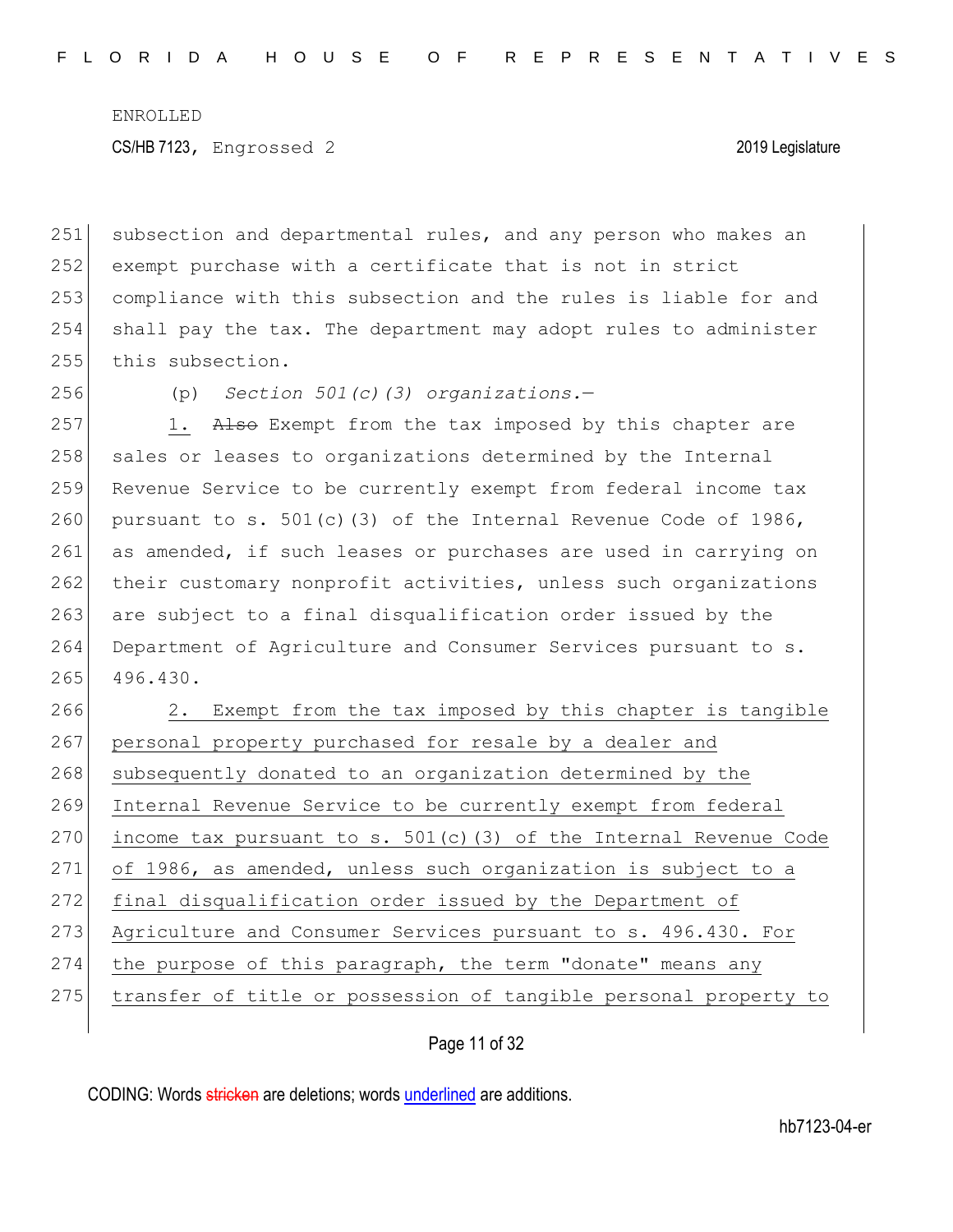subsection and departmental rules, and any person who makes an exempt purchase with a certificate that is not in strict compliance with this subsection and the rules is liable for and shall pay the tax. The department may adopt rules to administer this subsection.

(p) *Section 501(c)(3) organizations.*—

1. ~~Also~~ Exempt from the tax imposed by this chapter are sales or leases to organizations determined by the Internal Revenue Service to be currently exempt from federal income tax pursuant to s. 501(c)(3) of the Internal Revenue Code of 1986, as amended, if such leases or purchases are used in carrying on their customary nonprofit activities, unless such organizations are subject to a final disqualification order issued by the Department of Agriculture and Consumer Services pursuant to s. 496.430.

2. Exempt from the tax imposed by this chapter is tangible personal property purchased for resale by a dealer and subsequently donated to an organization determined by the Internal Revenue Service to be currently exempt from federal income tax pursuant to s. 501(c)(3) of the Internal Revenue Code of 1986, as amended, unless such organization is subject to a final disqualification order issued by the Department of Agriculture and Consumer Services pursuant to s. 496.430. For the purpose of this paragraph, the term "donate" means any transfer of title or possession of tangible personal property to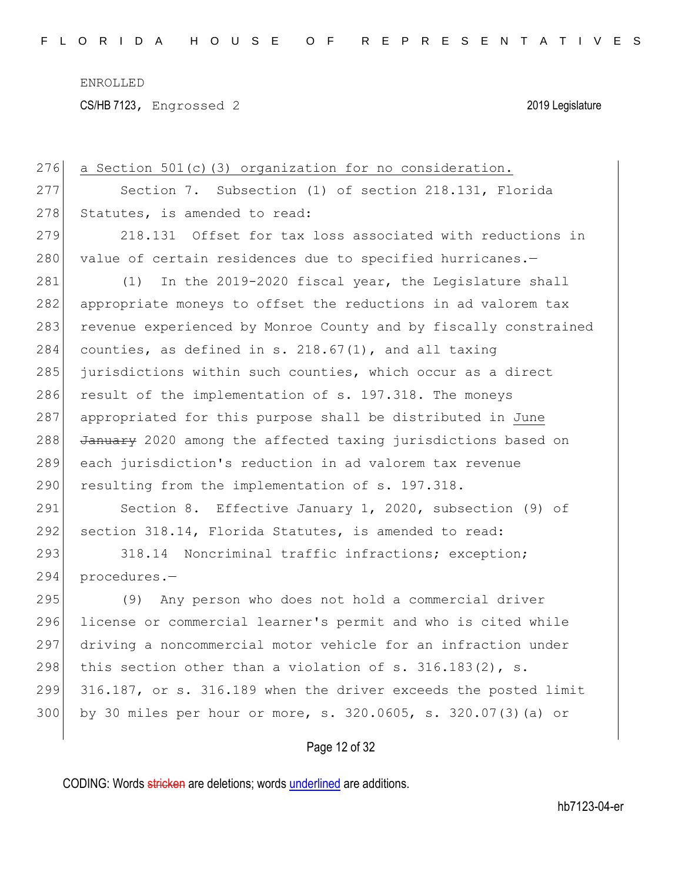a Section 501(c)(3) organization for no consideration.

Section 7. Subsection (1) of section 218.131, Florida Statutes, is amended to read:

218.131 Offset for tax loss associated with reductions in value of certain residences due to specified hurricanes.—

(1) In the 2019-2020 fiscal year, the Legislature shall appropriate moneys to offset the reductions in ad valorem tax revenue experienced by Monroe County and by fiscally constrained counties, as defined in s. 218.67(1), and all taxing jurisdictions within such counties, which occur as a direct result of the implementation of s. 197.318. The moneys appropriated for this purpose shall be distributed in June ~~January~~ 2020 among the affected taxing jurisdictions based on each jurisdiction's reduction in ad valorem tax revenue resulting from the implementation of s. 197.318.

Section 8. Effective January 1, 2020, subsection (9) of section 318.14, Florida Statutes, is amended to read:

318.14 Noncriminal traffic infractions; exception; procedures.—

(9) Any person who does not hold a commercial driver license or commercial learner's permit and who is cited while driving a noncommercial motor vehicle for an infraction under this section other than a violation of s. 316.183(2), s. 316.187, or s. 316.189 when the driver exceeds the posted limit by 30 miles per hour or more, s. 320.0605, s. 320.07(3)(a) or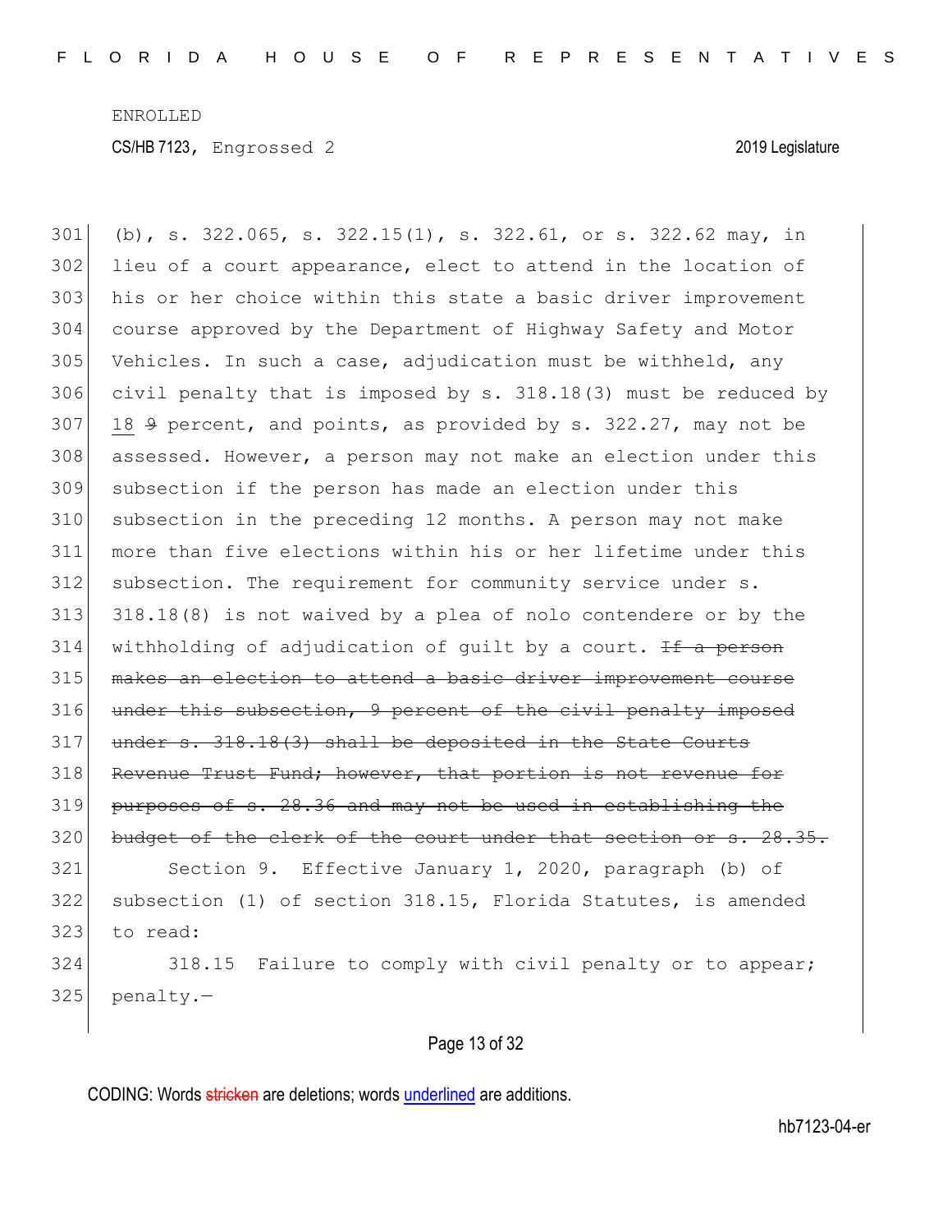(b), s. 322.065, s. 322.15(1), s. 322.61, or s. 322.62 may, in lieu of a court appearance, elect to attend in the location of his or her choice within this state a basic driver improvement course approved by the Department of Highway Safety and Motor Vehicles. In such a case, adjudication must be withheld, any civil penalty that is imposed by s. 318.18(3) must be reduced by <u>18</u> ~~9~~ percent, and points, as provided by s. 322.27, may not be assessed. However, a person may not make an election under this subsection if the person has made an election under this subsection in the preceding 12 months. A person may not make more than five elections within his or her lifetime under this subsection. The requirement for community service under s. 318.18(8) is not waived by a plea of nolo contendere or by the withholding of adjudication of guilt by a court. ~~If a person makes an election to attend a basic driver improvement course under this subsection, 9 percent of the civil penalty imposed under s. 318.18(3) shall be deposited in the State Courts Revenue Trust Fund; however, that portion is not revenue for purposes of s. 28.36 and may not be used in establishing the budget of the clerk of the court under that section or s. 28.35.~~

Section 9. Effective January 1, 2020, paragraph (b) of subsection (1) of section 318.15, Florida Statutes, is amended to read:

318.15 Failure to comply with civil penalty or to appear; penalty.—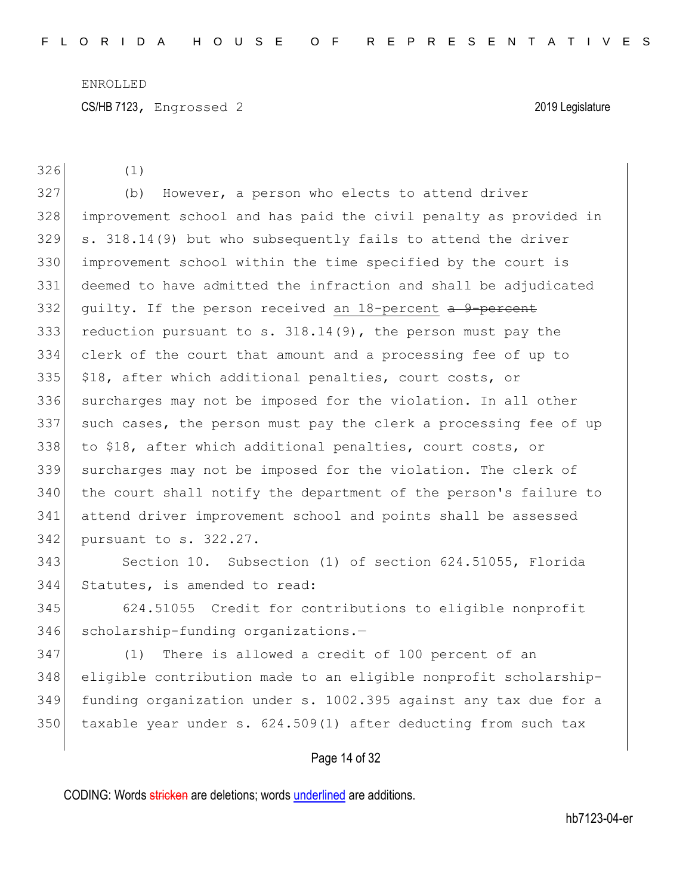(1)

(b) However, a person who elects to attend driver improvement school and has paid the civil penalty as provided in s. 318.14(9) but who subsequently fails to attend the driver improvement school within the time specified by the court is deemed to have admitted the infraction and shall be adjudicated guilty. If the person received <u>an 18-percent</u> ~~a 9-percent~~ reduction pursuant to s. 318.14(9), the person must pay the clerk of the court that amount and a processing fee of up to $18, after which additional penalties, court costs, or surcharges may not be imposed for the violation. In all other such cases, the person must pay the clerk a processing fee of up to $18, after which additional penalties, court costs, or surcharges may not be imposed for the violation. The clerk of the court shall notify the department of the person's failure to attend driver improvement school and points shall be assessed pursuant to s. 322.27.

Section 10. Subsection (1) of section 624.51055, Florida Statutes, is amended to read:

624.51055 Credit for contributions to eligible nonprofit scholarship-funding organizations.—

(1) There is allowed a credit of 100 percent of an eligible contribution made to an eligible nonprofit scholarship-funding organization under s. 1002.395 against any tax due for a taxable year under s. 624.509(1) after deducting from such tax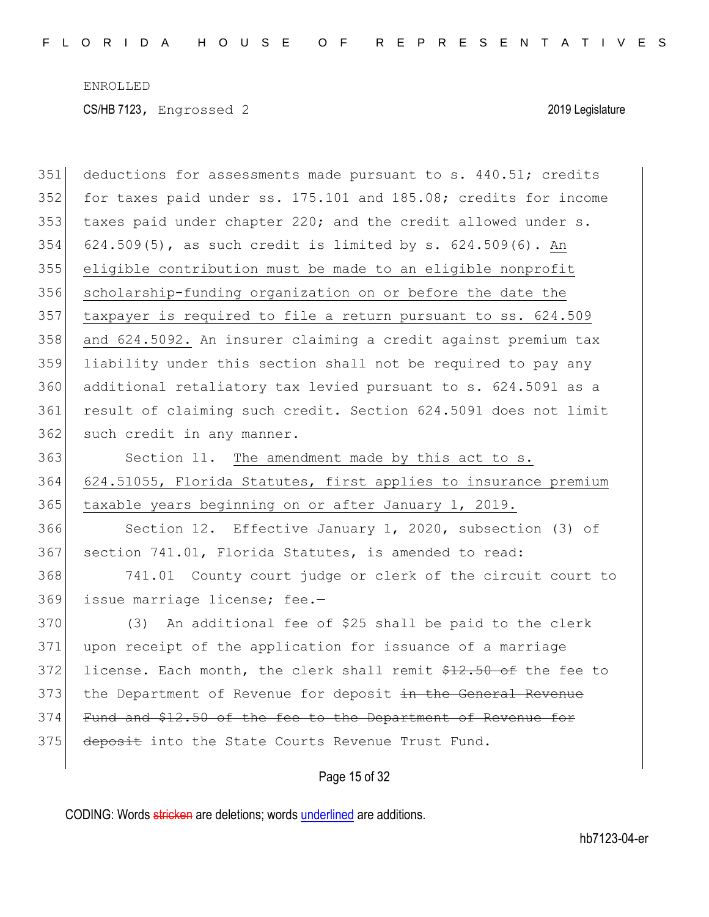deductions for assessments made pursuant to s. 440.51; credits for taxes paid under ss. 175.101 and 185.08; credits for income taxes paid under chapter 220; and the credit allowed under s. 624.509(5), as such credit is limited by s. 624.509(6). <u>An eligible contribution must be made to an eligible nonprofit scholarship-funding organization on or before the date the taxpayer is required to file a return pursuant to ss. 624.509 and 624.5092.</u> An insurer claiming a credit against premium tax liability under this section shall not be required to pay any additional retaliatory tax levied pursuant to s. 624.5091 as a result of claiming such credit. Section 624.5091 does not limit such credit in any manner.

Section 11. <u>The amendment made by this act to s. 624.51055, Florida Statutes, first applies to insurance premium taxable years beginning on or after January 1, 2019.</u>

Section 12. Effective January 1, 2020, subsection (3) of section 741.01, Florida Statutes, is amended to read:

741.01 County court judge or clerk of the circuit court to issue marriage license; fee.—

(3) An additional fee of $25 shall be paid to the clerk upon receipt of the application for issuance of a marriage license. Each month, the clerk shall remit ~~$12.50 of~~ the fee to the Department of Revenue for deposit ~~in the General Revenue Fund and $12.50 of the fee to the Department of Revenue for deposit~~ into the State Courts Revenue Trust Fund.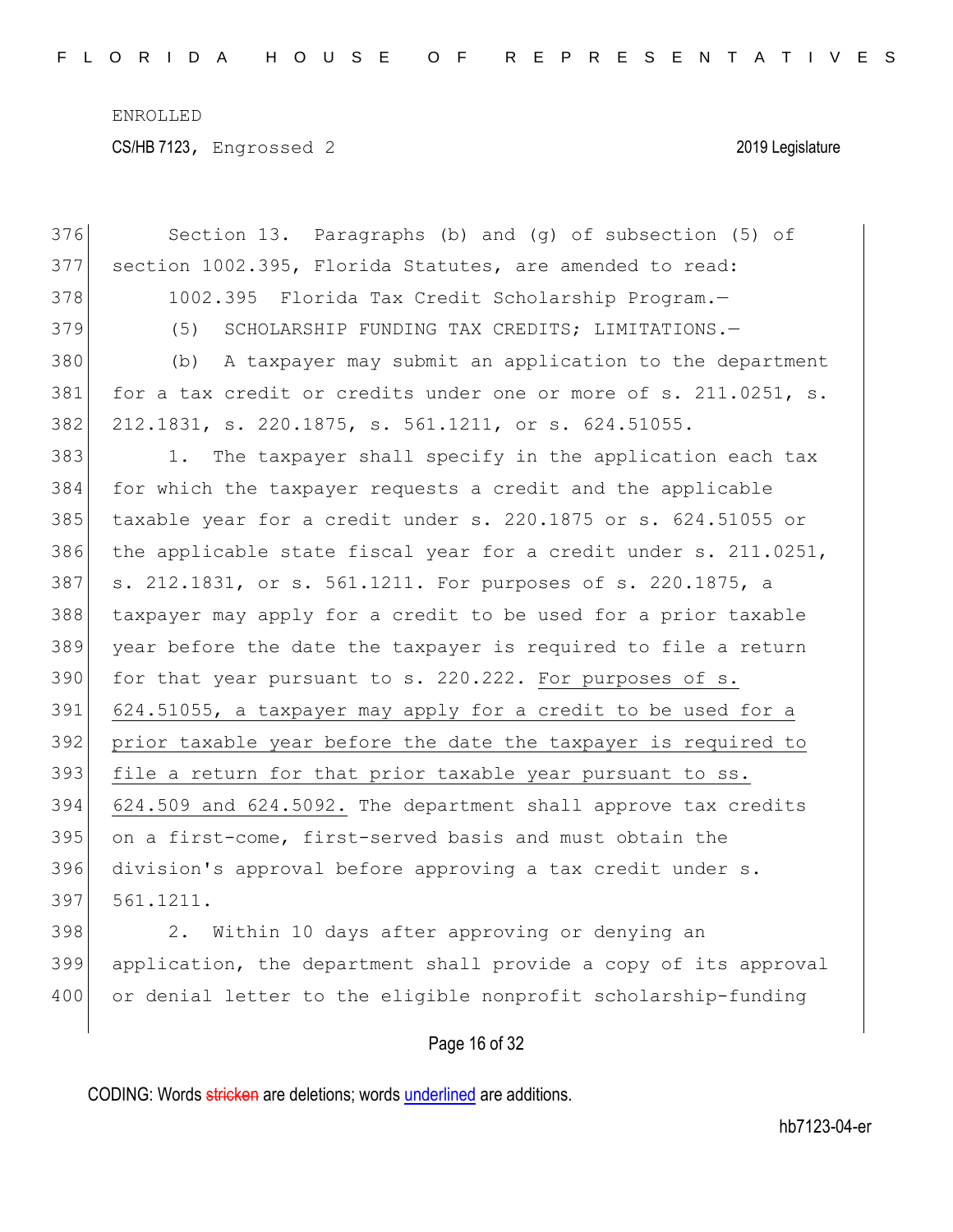Section 13. Paragraphs (b) and (g) of subsection (5) of section 1002.395, Florida Statutes, are amended to read:

1002.395 Florida Tax Credit Scholarship Program.—

(5) SCHOLARSHIP FUNDING TAX CREDITS; LIMITATIONS.—

(b) A taxpayer may submit an application to the department for a tax credit or credits under one or more of s. 211.0251, s. 212.1831, s. 220.1875, s. 561.1211, or s. 624.51055.

1. The taxpayer shall specify in the application each tax for which the taxpayer requests a credit and the applicable taxable year for a credit under s. 220.1875 or s. 624.51055 or the applicable state fiscal year for a credit under s. 211.0251, s. 212.1831, or s. 561.1211. For purposes of s. 220.1875, a taxpayer may apply for a credit to be used for a prior taxable year before the date the taxpayer is required to file a return for that year pursuant to s. 220.222. <u>For purposes of s. 624.51055, a taxpayer may apply for a credit to be used for a prior taxable year before the date the taxpayer is required to file a return for that prior taxable year pursuant to ss. 624.509 and 624.5092.</u> The department shall approve tax credits on a first-come, first-served basis and must obtain the division's approval before approving a tax credit under s. 561.1211.

2. Within 10 days after approving or denying an application, the department shall provide a copy of its approval or denial letter to the eligible nonprofit scholarship-funding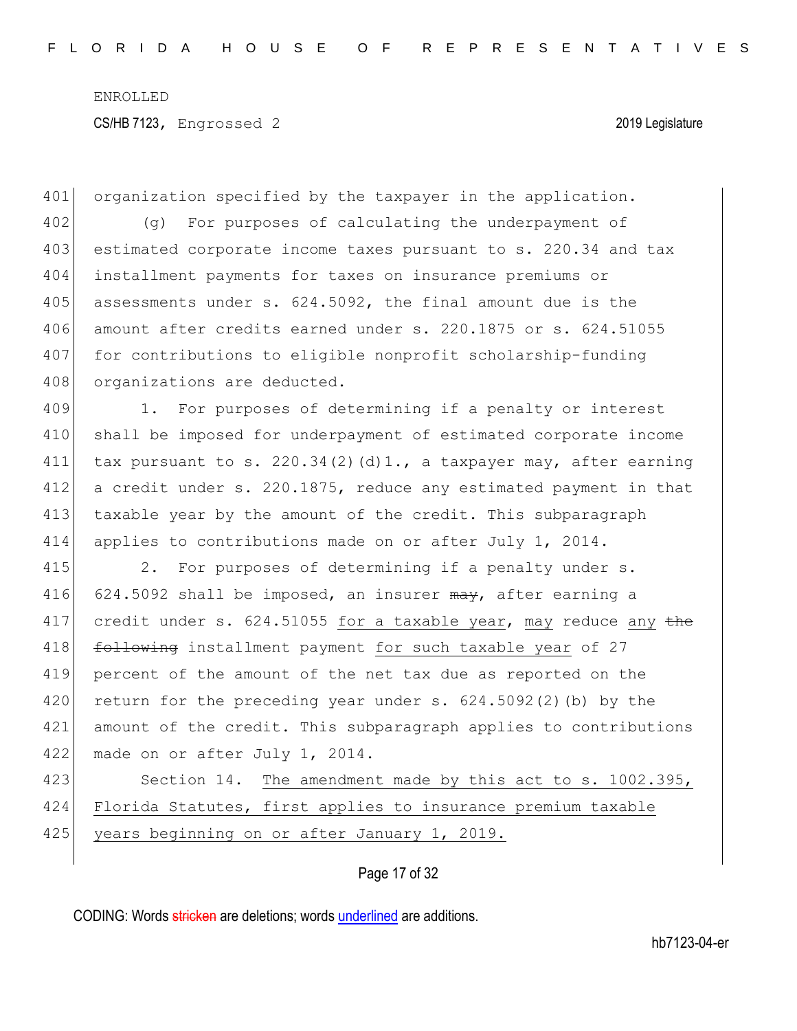organization specified by the taxpayer in the application.

(g) For purposes of calculating the underpayment of estimated corporate income taxes pursuant to s. 220.34 and tax installment payments for taxes on insurance premiums or assessments under s. 624.5092, the final amount due is the amount after credits earned under s. 220.1875 or s. 624.51055 for contributions to eligible nonprofit scholarship-funding organizations are deducted.

1. For purposes of determining if a penalty or interest shall be imposed for underpayment of estimated corporate income tax pursuant to s. 220.34(2)(d)1., a taxpayer may, after earning a credit under s. 220.1875, reduce any estimated payment in that taxable year by the amount of the credit. This subparagraph applies to contributions made on or after July 1, 2014.

2. For purposes of determining if a penalty under s. 624.5092 shall be imposed, an insurer ~~may~~, after earning a credit under s. 624.51055 <u>for a taxable year</u>, <u>may</u> reduce <u>any</u> ~~the following~~ installment payment <u>for such taxable year</u> of 27 percent of the amount of the net tax due as reported on the return for the preceding year under s. 624.5092(2)(b) by the amount of the credit. This subparagraph applies to contributions made on or after July 1, 2014.

Section 14. <u>The amendment made by this act to s. 1002.395, Florida Statutes, first applies to insurance premium taxable years beginning on or after January 1, 2019.</u>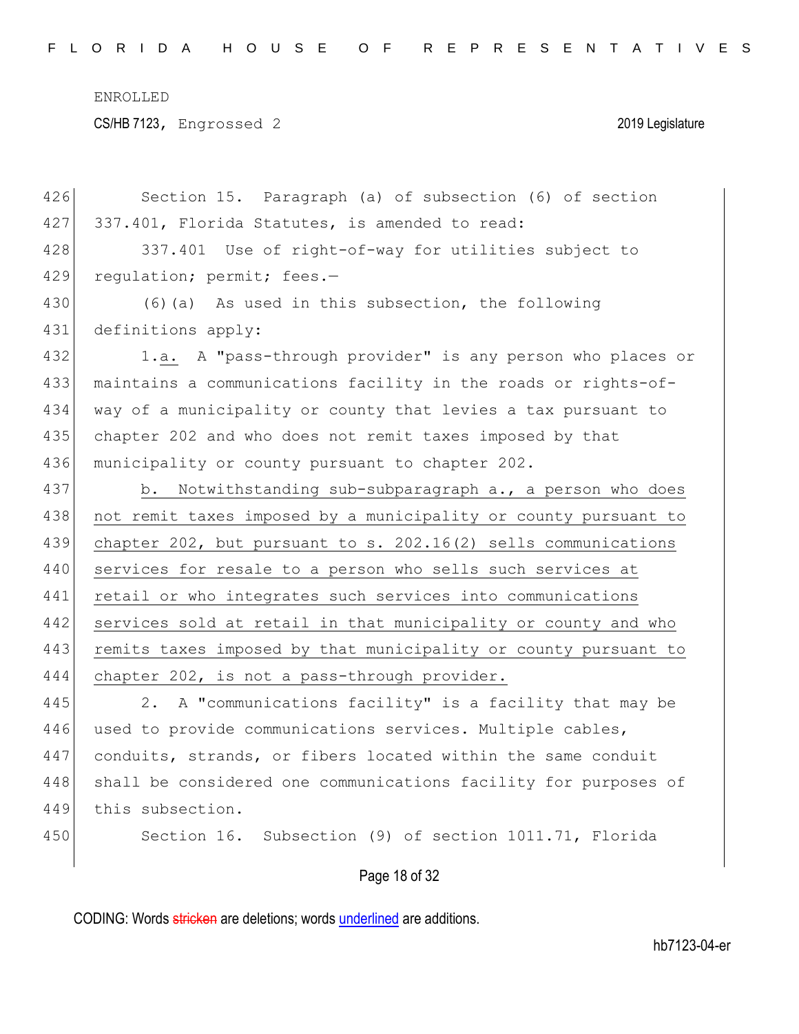Section 15. Paragraph (a) of subsection (6) of section 337.401, Florida Statutes, is amended to read:

337.401 Use of right-of-way for utilities subject to regulation; permit; fees.—

(6)(a) As used in this subsection, the following definitions apply:

1.a. A "pass-through provider" is any person who places or maintains a communications facility in the roads or rights-of-way of a municipality or county that levies a tax pursuant to chapter 202 and who does not remit taxes imposed by that municipality or county pursuant to chapter 202.

b. Notwithstanding sub-subparagraph a., a person who does not remit taxes imposed by a municipality or county pursuant to chapter 202, but pursuant to s. 202.16(2) sells communications services for resale to a person who sells such services at retail or who integrates such services into communications services sold at retail in that municipality or county and who remits taxes imposed by that municipality or county pursuant to chapter 202, is not a pass-through provider.

2. A "communications facility" is a facility that may be used to provide communications services. Multiple cables, conduits, strands, or fibers located within the same conduit shall be considered one communications facility for purposes of this subsection.

Section 16. Subsection (9) of section 1011.71, Florida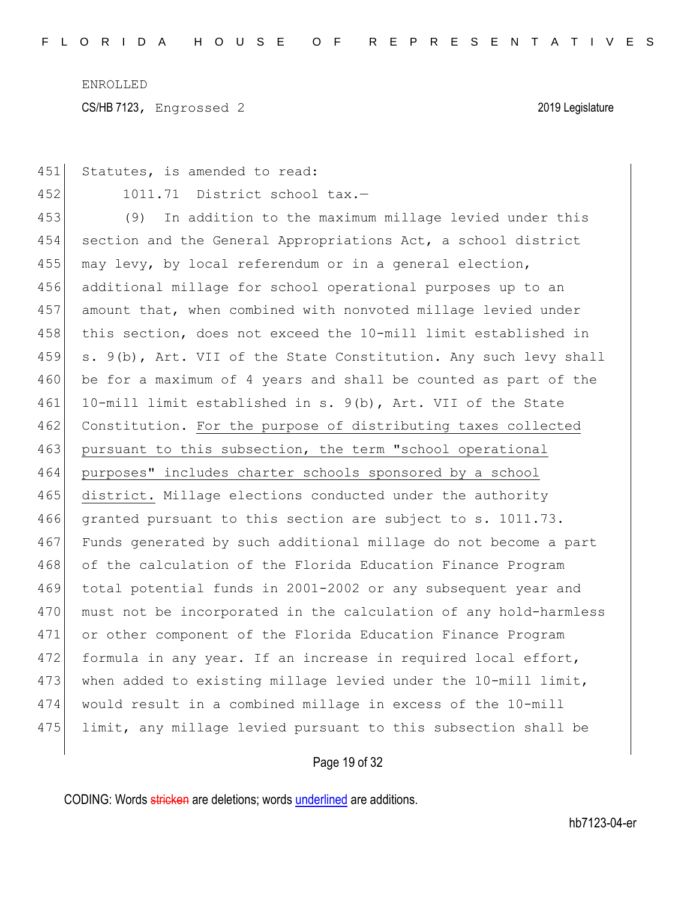Statutes, is amended to read:

1011.71 District school tax.—

(9) In addition to the maximum millage levied under this section and the General Appropriations Act, a school district may levy, by local referendum or in a general election, additional millage for school operational purposes up to an amount that, when combined with nonvoted millage levied under this section, does not exceed the 10-mill limit established in s. 9(b), Art. VII of the State Constitution. Any such levy shall be for a maximum of 4 years and shall be counted as part of the 10-mill limit established in s. 9(b), Art. VII of the State Constitution. <u>For the purpose of distributing taxes collected pursuant to this subsection, the term "school operational purposes" includes charter schools sponsored by a school district.</u> Millage elections conducted under the authority granted pursuant to this section are subject to s. 1011.73. Funds generated by such additional millage do not become a part of the calculation of the Florida Education Finance Program total potential funds in 2001-2002 or any subsequent year and must not be incorporated in the calculation of any hold-harmless or other component of the Florida Education Finance Program formula in any year. If an increase in required local effort, when added to existing millage levied under the 10-mill limit, would result in a combined millage in excess of the 10-mill limit, any millage levied pursuant to this subsection shall be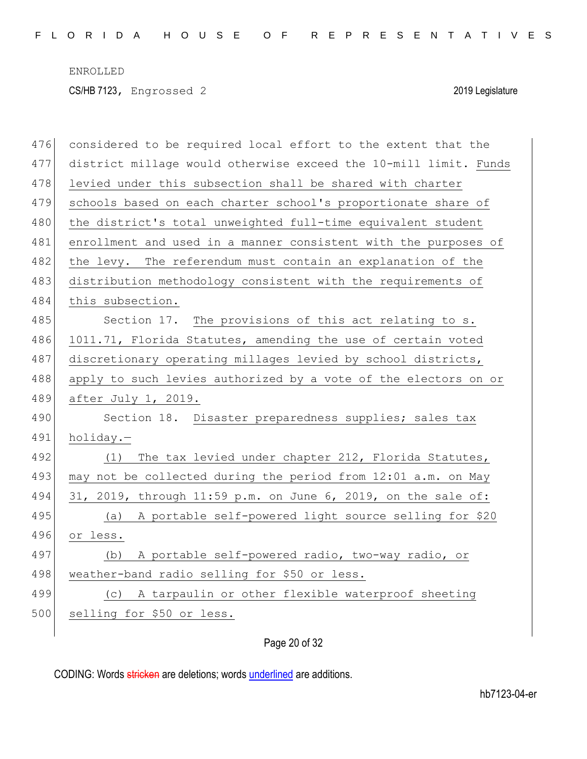considered to be required local effort to the extent that the district millage would otherwise exceed the 10-mill limit. <u>Funds levied under this subsection shall be shared with charter schools based on each charter school's proportionate share of the district's total unweighted full-time equivalent student enrollment and used in a manner consistent with the purposes of the levy. The referendum must contain an explanation of the distribution methodology consistent with the requirements of this subsection.</u>

Section 17. <u>The provisions of this act relating to s. 1011.71, Florida Statutes, amending the use of certain voted discretionary operating millages levied by school districts, apply to such levies authorized by a vote of the electors on or after July 1, 2019.</u>

Section 18. <u>Disaster preparedness supplies; sales tax holiday.—</u>

<u>(1) The tax levied under chapter 212, Florida Statutes, may not be collected during the period from 12:01 a.m. on May 31, 2019, through 11:59 p.m. on June 6, 2019, on the sale of:</u>

<u>(a) A portable self-powered light source selling for $20 or less.</u>

<u>(b) A portable self-powered radio, two-way radio, or weather-band radio selling for $50 or less.</u>

<u>(c) A tarpaulin or other flexible waterproof sheeting selling for $50 or less.</u>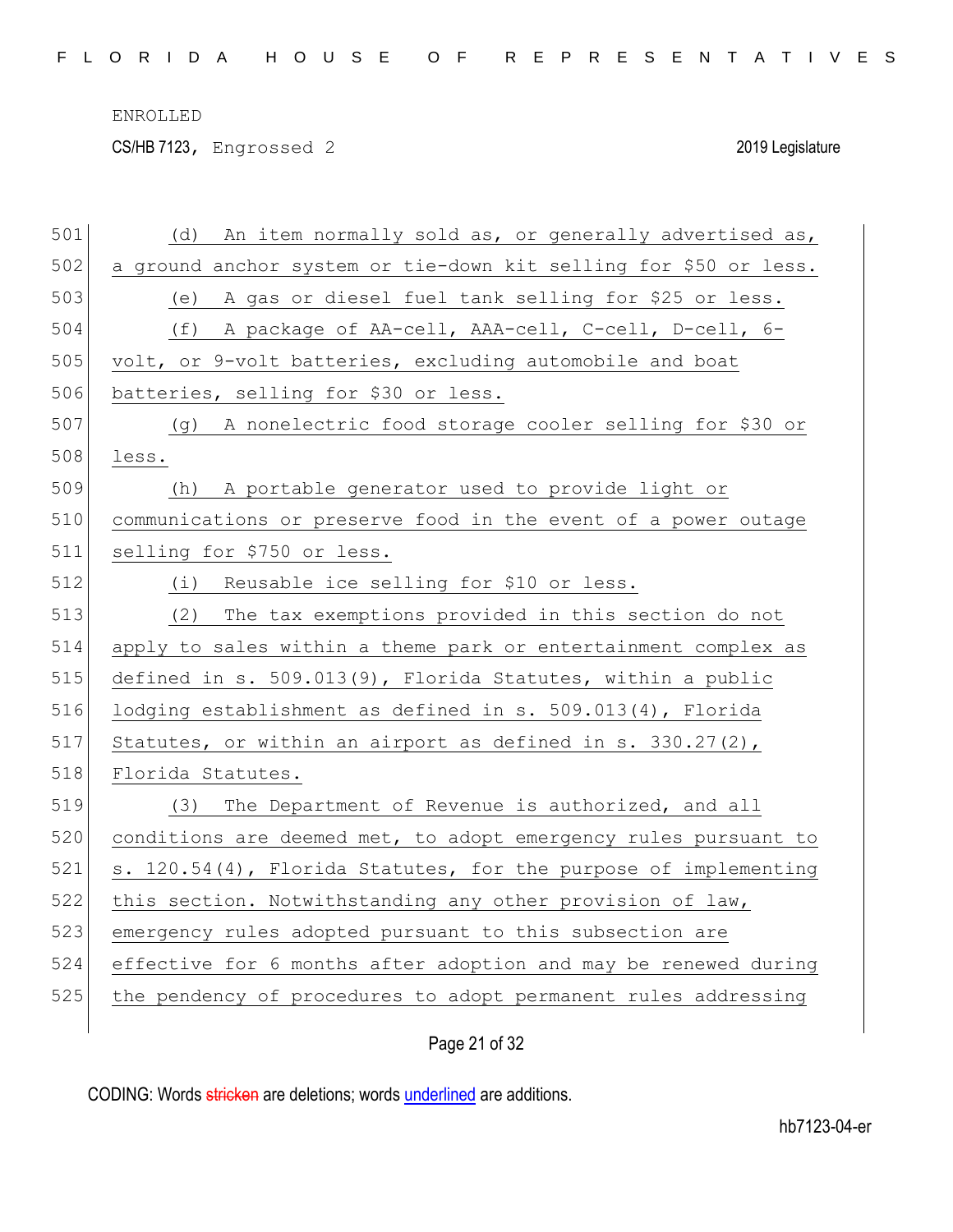(d) An item normally sold as, or generally advertised as, a ground anchor system or tie-down kit selling for $50 or less.

(e) A gas or diesel fuel tank selling for $25 or less.

(f) A package of AA-cell, AAA-cell, C-cell, D-cell, 6-volt, or 9-volt batteries, excluding automobile and boat batteries, selling for $30 or less.

(g) A nonelectric food storage cooler selling for $30 or less.

(h) A portable generator used to provide light or communications or preserve food in the event of a power outage selling for $750 or less.

(i) Reusable ice selling for $10 or less.

(2) The tax exemptions provided in this section do not apply to sales within a theme park or entertainment complex as defined in s. 509.013(9), Florida Statutes, within a public lodging establishment as defined in s. 509.013(4), Florida Statutes, or within an airport as defined in s. 330.27(2), Florida Statutes.

(3) The Department of Revenue is authorized, and all conditions are deemed met, to adopt emergency rules pursuant to s. 120.54(4), Florida Statutes, for the purpose of implementing this section. Notwithstanding any other provision of law, emergency rules adopted pursuant to this subsection are effective for 6 months after adoption and may be renewed during the pendency of procedures to adopt permanent rules addressing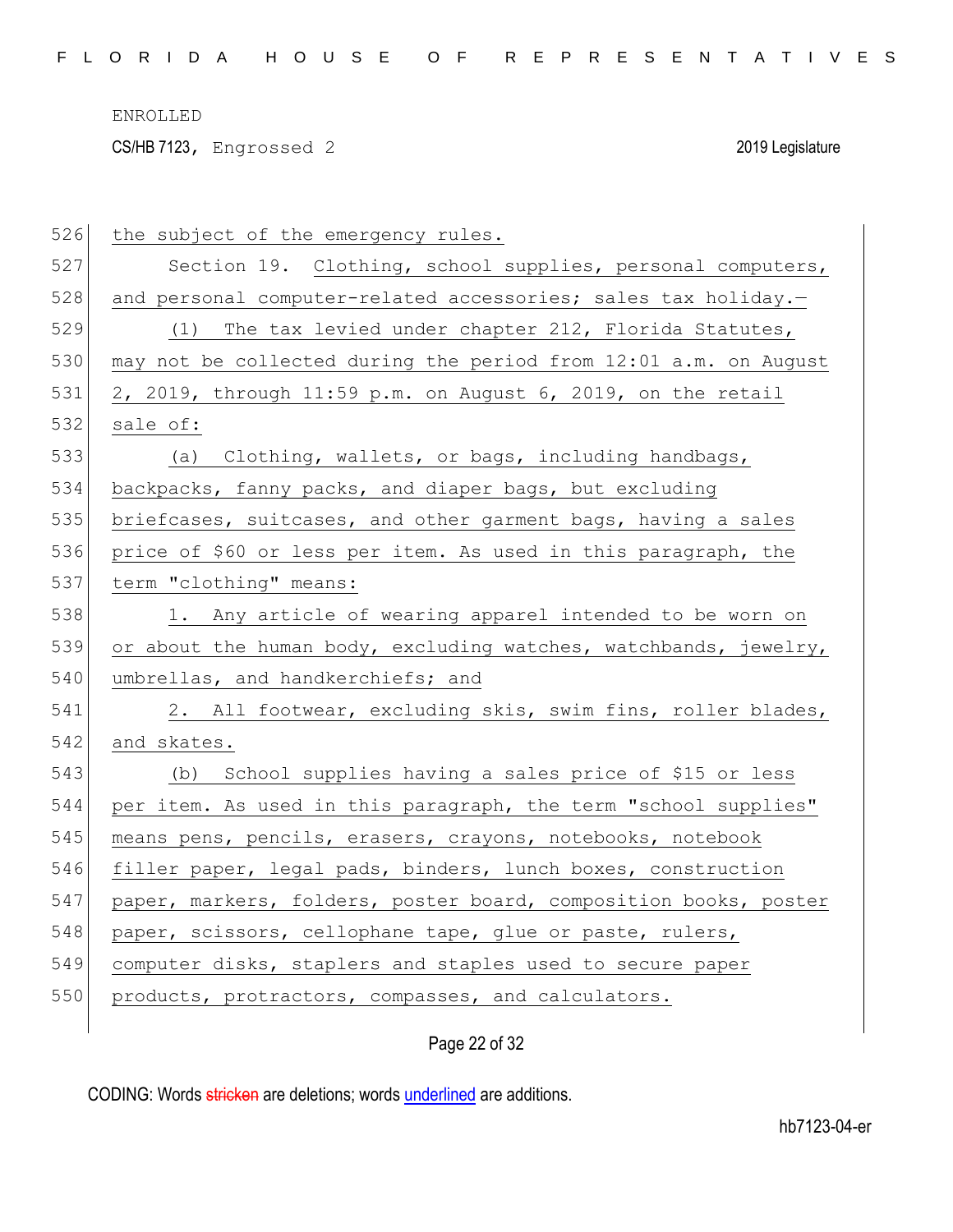the subject of the emergency rules.

Section 19. Clothing, school supplies, personal computers, and personal computer-related accessories; sales tax holiday.—

(1) The tax levied under chapter 212, Florida Statutes, may not be collected during the period from 12:01 a.m. on August 2, 2019, through 11:59 p.m. on August 6, 2019, on the retail sale of:

(a) Clothing, wallets, or bags, including handbags, backpacks, fanny packs, and diaper bags, but excluding briefcases, suitcases, and other garment bags, having a sales price of $60 or less per item. As used in this paragraph, the term "clothing" means:

1. Any article of wearing apparel intended to be worn on or about the human body, excluding watches, watchbands, jewelry, umbrellas, and handkerchiefs; and

2. All footwear, excluding skis, swim fins, roller blades, and skates.

(b) School supplies having a sales price of $15 or less per item. As used in this paragraph, the term "school supplies" means pens, pencils, erasers, crayons, notebooks, notebook filler paper, legal pads, binders, lunch boxes, construction paper, markers, folders, poster board, composition books, poster paper, scissors, cellophane tape, glue or paste, rulers, computer disks, staplers and staples used to secure paper products, protractors, compasses, and calculators.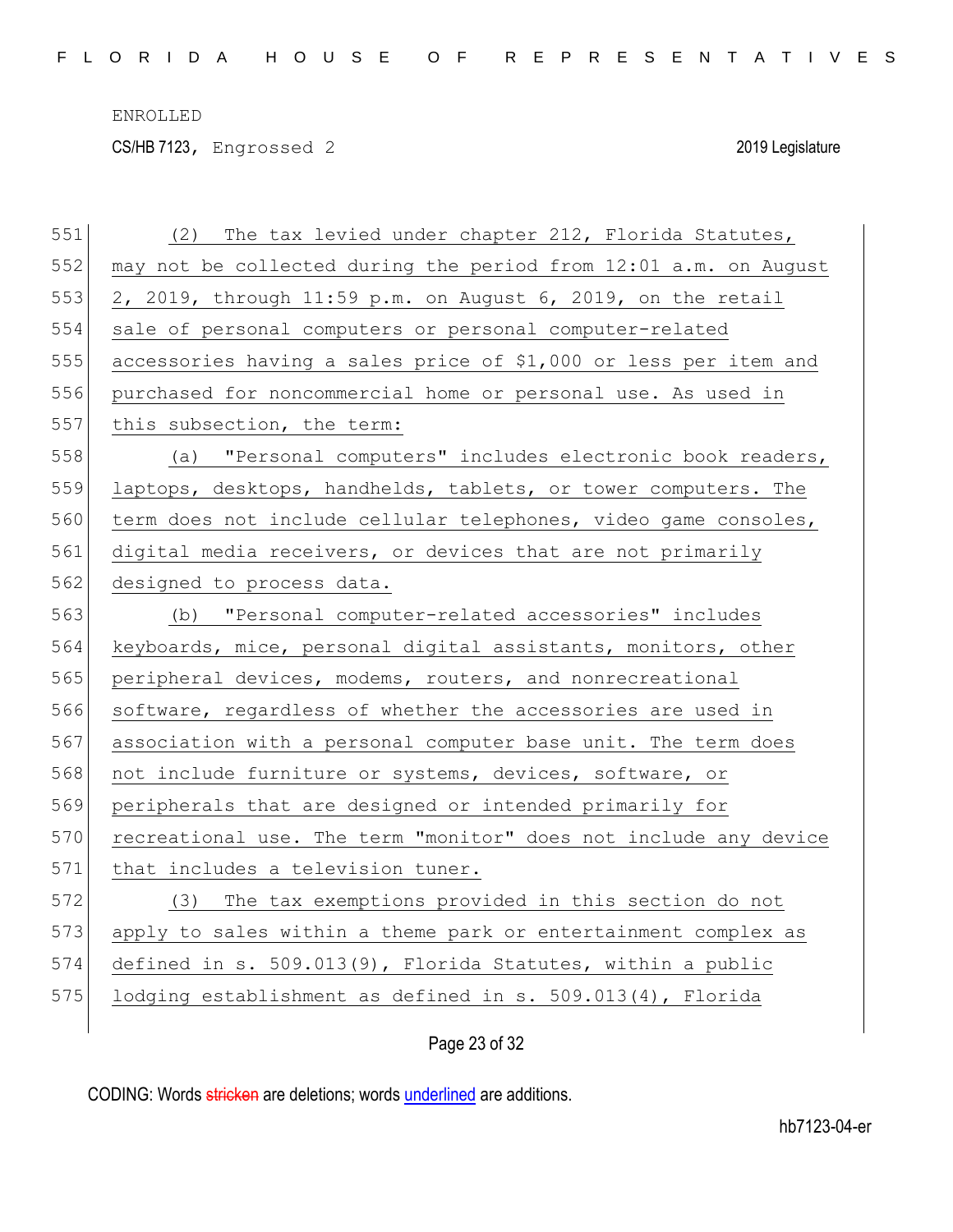(2) The tax levied under chapter 212, Florida Statutes, may not be collected during the period from 12:01 a.m. on August 2, 2019, through 11:59 p.m. on August 6, 2019, on the retail sale of personal computers or personal computer-related accessories having a sales price of $1,000 or less per item and purchased for noncommercial home or personal use. As used in this subsection, the term:

(a) "Personal computers" includes electronic book readers, laptops, desktops, handhelds, tablets, or tower computers. The term does not include cellular telephones, video game consoles, digital media receivers, or devices that are not primarily designed to process data.

(b) "Personal computer-related accessories" includes keyboards, mice, personal digital assistants, monitors, other peripheral devices, modems, routers, and nonrecreational software, regardless of whether the accessories are used in association with a personal computer base unit. The term does not include furniture or systems, devices, software, or peripherals that are designed or intended primarily for recreational use. The term "monitor" does not include any device that includes a television tuner.

(3) The tax exemptions provided in this section do not apply to sales within a theme park or entertainment complex as defined in s. 509.013(9), Florida Statutes, within a public lodging establishment as defined in s. 509.013(4), Florida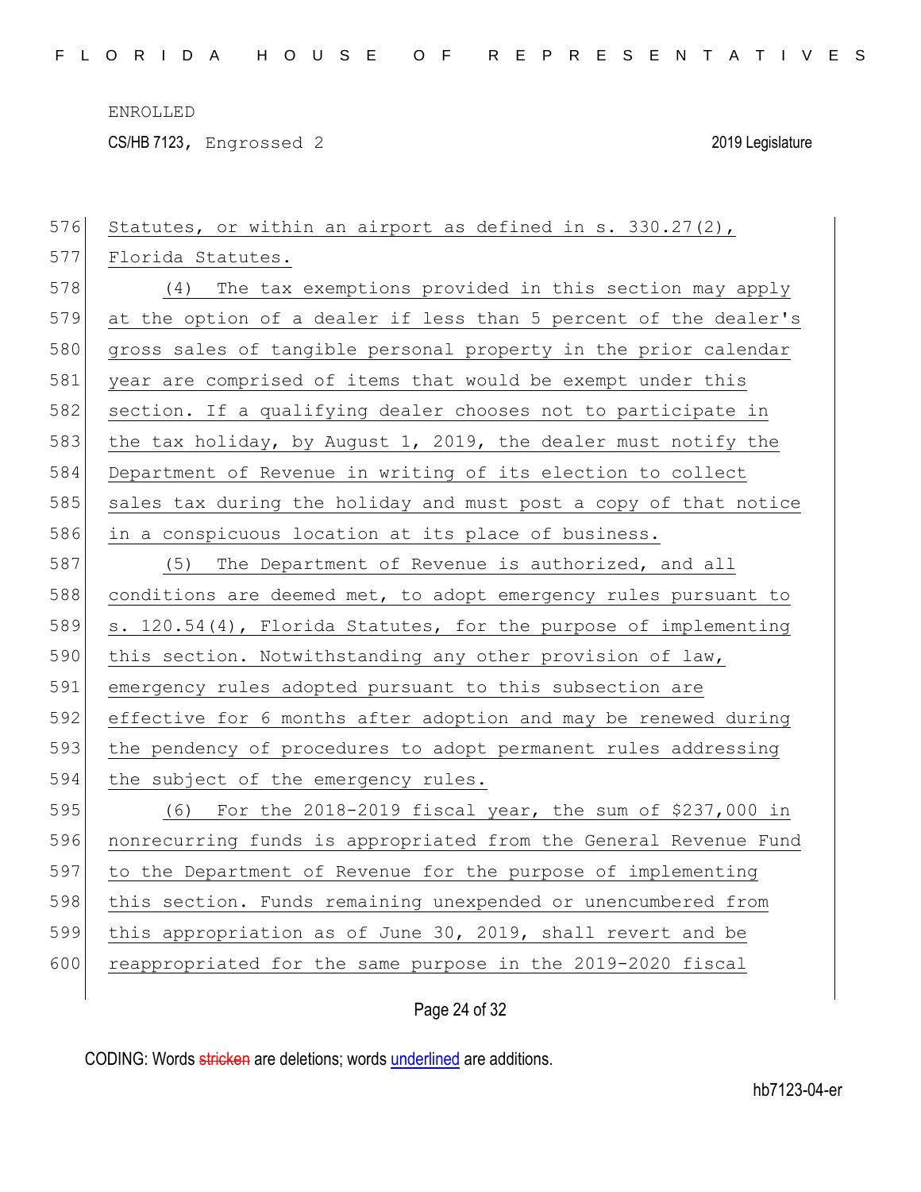Statutes, or within an airport as defined in s. 330.27(2), Florida Statutes.

(4) The tax exemptions provided in this section may apply at the option of a dealer if less than 5 percent of the dealer's gross sales of tangible personal property in the prior calendar year are comprised of items that would be exempt under this section. If a qualifying dealer chooses not to participate in the tax holiday, by August 1, 2019, the dealer must notify the Department of Revenue in writing of its election to collect sales tax during the holiday and must post a copy of that notice in a conspicuous location at its place of business.

(5) The Department of Revenue is authorized, and all conditions are deemed met, to adopt emergency rules pursuant to s. 120.54(4), Florida Statutes, for the purpose of implementing this section. Notwithstanding any other provision of law, emergency rules adopted pursuant to this subsection are effective for 6 months after adoption and may be renewed during the pendency of procedures to adopt permanent rules addressing the subject of the emergency rules.

(6) For the 2018-2019 fiscal year, the sum of $237,000 in nonrecurring funds is appropriated from the General Revenue Fund to the Department of Revenue for the purpose of implementing this section. Funds remaining unexpended or unencumbered from this appropriation as of June 30, 2019, shall revert and be reappropriated for the same purpose in the 2019-2020 fiscal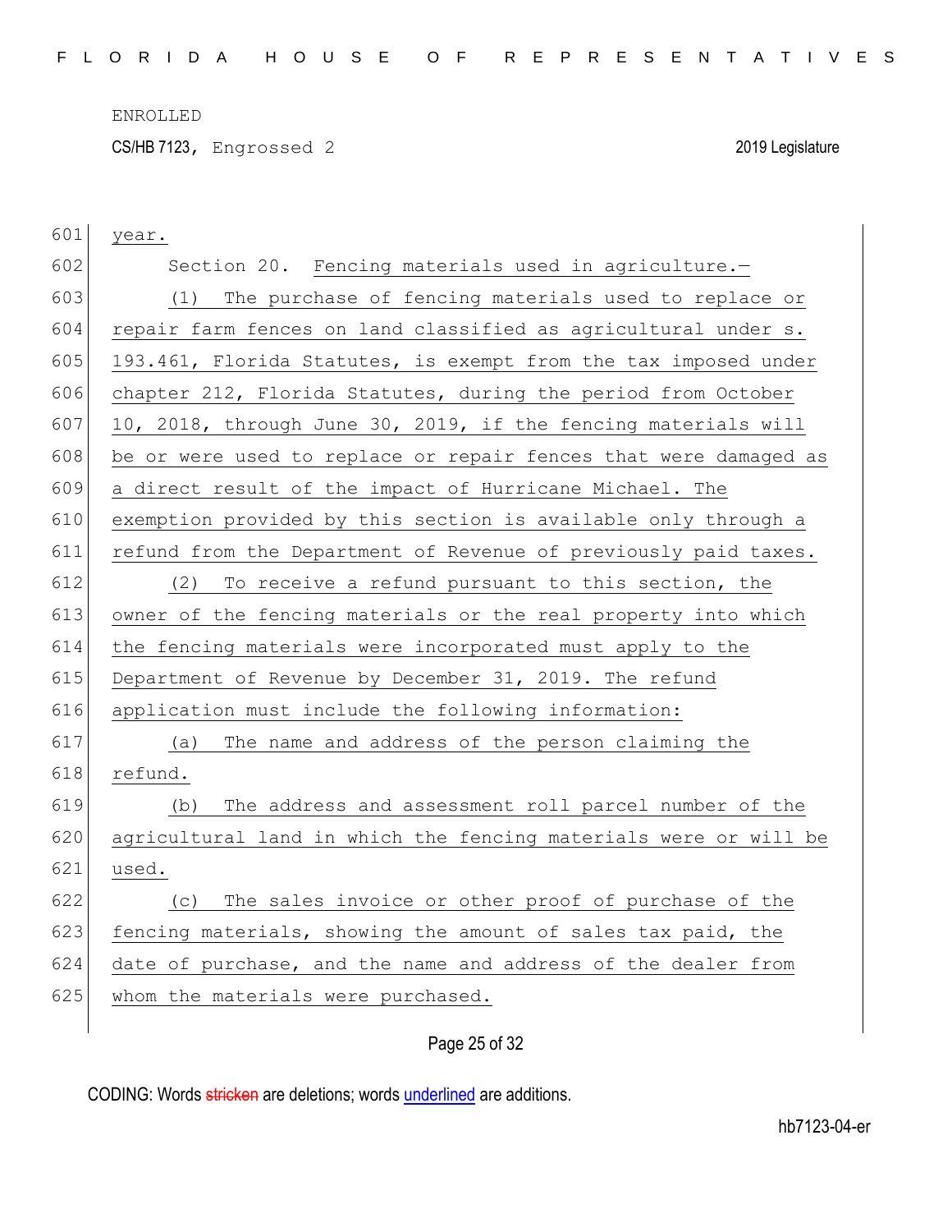year.

Section 20. Fencing materials used in agriculture.—

(1) The purchase of fencing materials used to replace or repair farm fences on land classified as agricultural under s. 193.461, Florida Statutes, is exempt from the tax imposed under chapter 212, Florida Statutes, during the period from October 10, 2018, through June 30, 2019, if the fencing materials will be or were used to replace or repair fences that were damaged as a direct result of the impact of Hurricane Michael. The exemption provided by this section is available only through a refund from the Department of Revenue of previously paid taxes.

(2) To receive a refund pursuant to this section, the owner of the fencing materials or the real property into which the fencing materials were incorporated must apply to the Department of Revenue by December 31, 2019. The refund application must include the following information:

(a) The name and address of the person claiming the refund.

(b) The address and assessment roll parcel number of the agricultural land in which the fencing materials were or will be used.

(c) The sales invoice or other proof of purchase of the fencing materials, showing the amount of sales tax paid, the date of purchase, and the name and address of the dealer from whom the materials were purchased.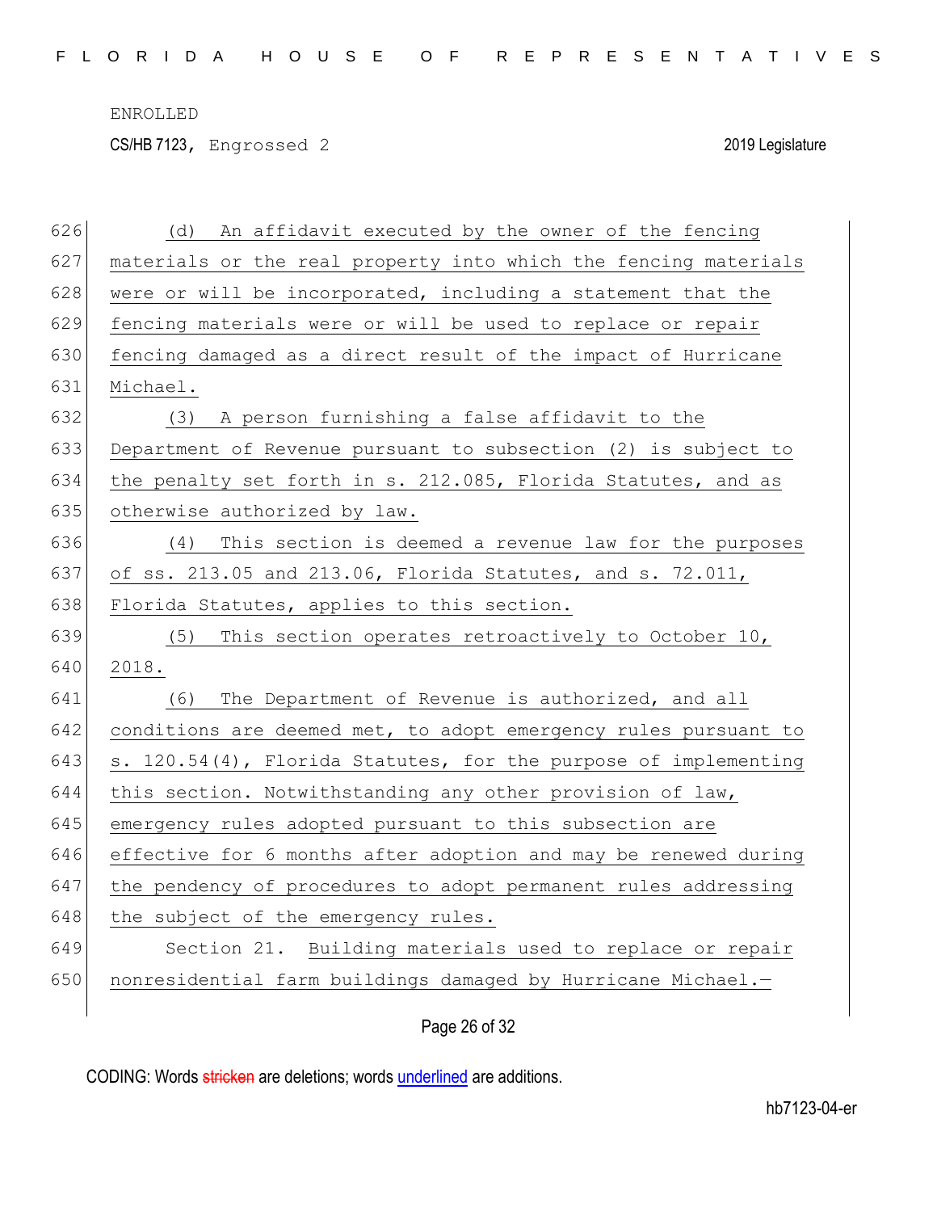(d) An affidavit executed by the owner of the fencing materials or the real property into which the fencing materials were or will be incorporated, including a statement that the fencing materials were or will be used to replace or repair fencing damaged as a direct result of the impact of Hurricane Michael.

(3) A person furnishing a false affidavit to the Department of Revenue pursuant to subsection (2) is subject to the penalty set forth in s. 212.085, Florida Statutes, and as otherwise authorized by law.

(4) This section is deemed a revenue law for the purposes of ss. 213.05 and 213.06, Florida Statutes, and s. 72.011, Florida Statutes, applies to this section.

(5) This section operates retroactively to October 10, 2018.

(6) The Department of Revenue is authorized, and all conditions are deemed met, to adopt emergency rules pursuant to s. 120.54(4), Florida Statutes, for the purpose of implementing this section. Notwithstanding any other provision of law, emergency rules adopted pursuant to this subsection are effective for 6 months after adoption and may be renewed during the pendency of procedures to adopt permanent rules addressing the subject of the emergency rules.

Section 21. Building materials used to replace or repair nonresidential farm buildings damaged by Hurricane Michael.—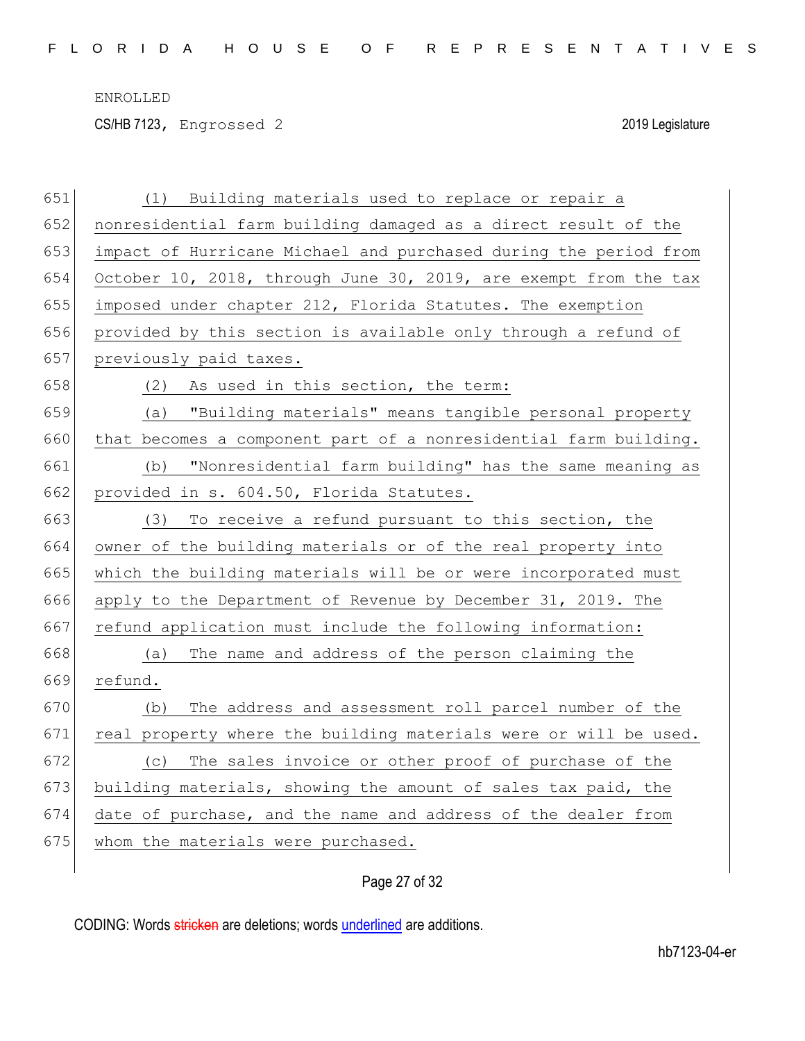(1) Building materials used to replace or repair a nonresidential farm building damaged as a direct result of the impact of Hurricane Michael and purchased during the period from October 10, 2018, through June 30, 2019, are exempt from the tax imposed under chapter 212, Florida Statutes. The exemption provided by this section is available only through a refund of previously paid taxes.

(2) As used in this section, the term:

(a) "Building materials" means tangible personal property that becomes a component part of a nonresidential farm building.

(b) "Nonresidential farm building" has the same meaning as provided in s. 604.50, Florida Statutes.

(3) To receive a refund pursuant to this section, the owner of the building materials or of the real property into which the building materials will be or were incorporated must apply to the Department of Revenue by December 31, 2019. The refund application must include the following information:

(a) The name and address of the person claiming the refund.

(b) The address and assessment roll parcel number of the real property where the building materials were or will be used.

(c) The sales invoice or other proof of purchase of the building materials, showing the amount of sales tax paid, the date of purchase, and the name and address of the dealer from whom the materials were purchased.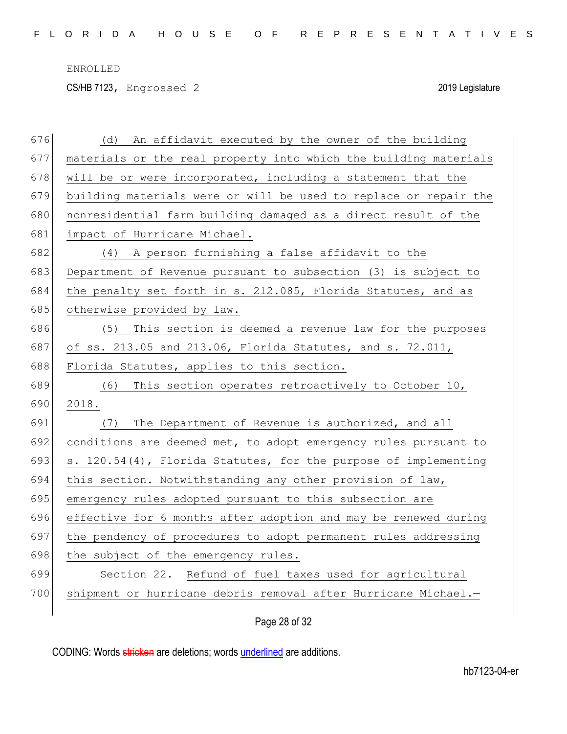(d) An affidavit executed by the owner of the building materials or the real property into which the building materials will be or were incorporated, including a statement that the building materials were or will be used to replace or repair the nonresidential farm building damaged as a direct result of the impact of Hurricane Michael.

(4) A person furnishing a false affidavit to the Department of Revenue pursuant to subsection (3) is subject to the penalty set forth in s. 212.085, Florida Statutes, and as otherwise provided by law.

(5) This section is deemed a revenue law for the purposes of ss. 213.05 and 213.06, Florida Statutes, and s. 72.011, Florida Statutes, applies to this section.

(6) This section operates retroactively to October 10, 2018.

(7) The Department of Revenue is authorized, and all conditions are deemed met, to adopt emergency rules pursuant to s. 120.54(4), Florida Statutes, for the purpose of implementing this section. Notwithstanding any other provision of law, emergency rules adopted pursuant to this subsection are effective for 6 months after adoption and may be renewed during the pendency of procedures to adopt permanent rules addressing the subject of the emergency rules.

Section 22. Refund of fuel taxes used for agricultural shipment or hurricane debris removal after Hurricane Michael.—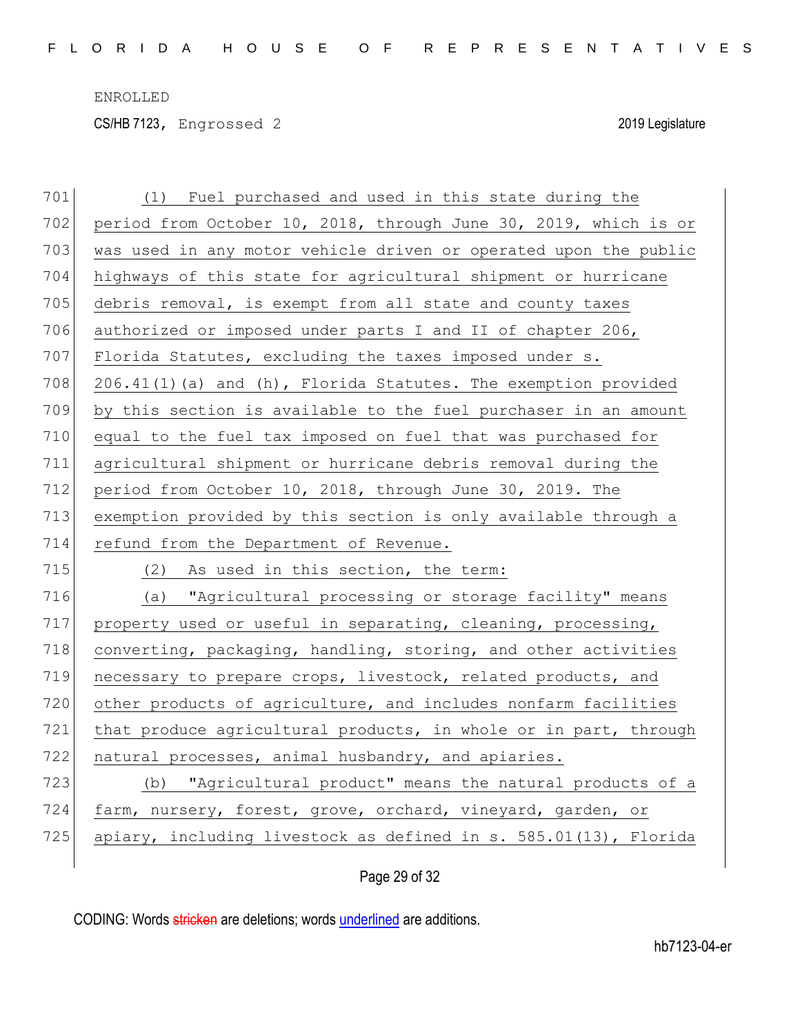(1) Fuel purchased and used in this state during the period from October 10, 2018, through June 30, 2019, which is or was used in any motor vehicle driven or operated upon the public highways of this state for agricultural shipment or hurricane debris removal, is exempt from all state and county taxes authorized or imposed under parts I and II of chapter 206, Florida Statutes, excluding the taxes imposed under s. 206.41(1)(a) and (h), Florida Statutes. The exemption provided by this section is available to the fuel purchaser in an amount equal to the fuel tax imposed on fuel that was purchased for agricultural shipment or hurricane debris removal during the period from October 10, 2018, through June 30, 2019. The exemption provided by this section is only available through a refund from the Department of Revenue.

(2) As used in this section, the term:

(a) "Agricultural processing or storage facility" means property used or useful in separating, cleaning, processing, converting, packaging, handling, storing, and other activities necessary to prepare crops, livestock, related products, and other products of agriculture, and includes nonfarm facilities that produce agricultural products, in whole or in part, through natural processes, animal husbandry, and apiaries.

(b) "Agricultural product" means the natural products of a farm, nursery, forest, grove, orchard, vineyard, garden, or apiary, including livestock as defined in s. 585.01(13), Florida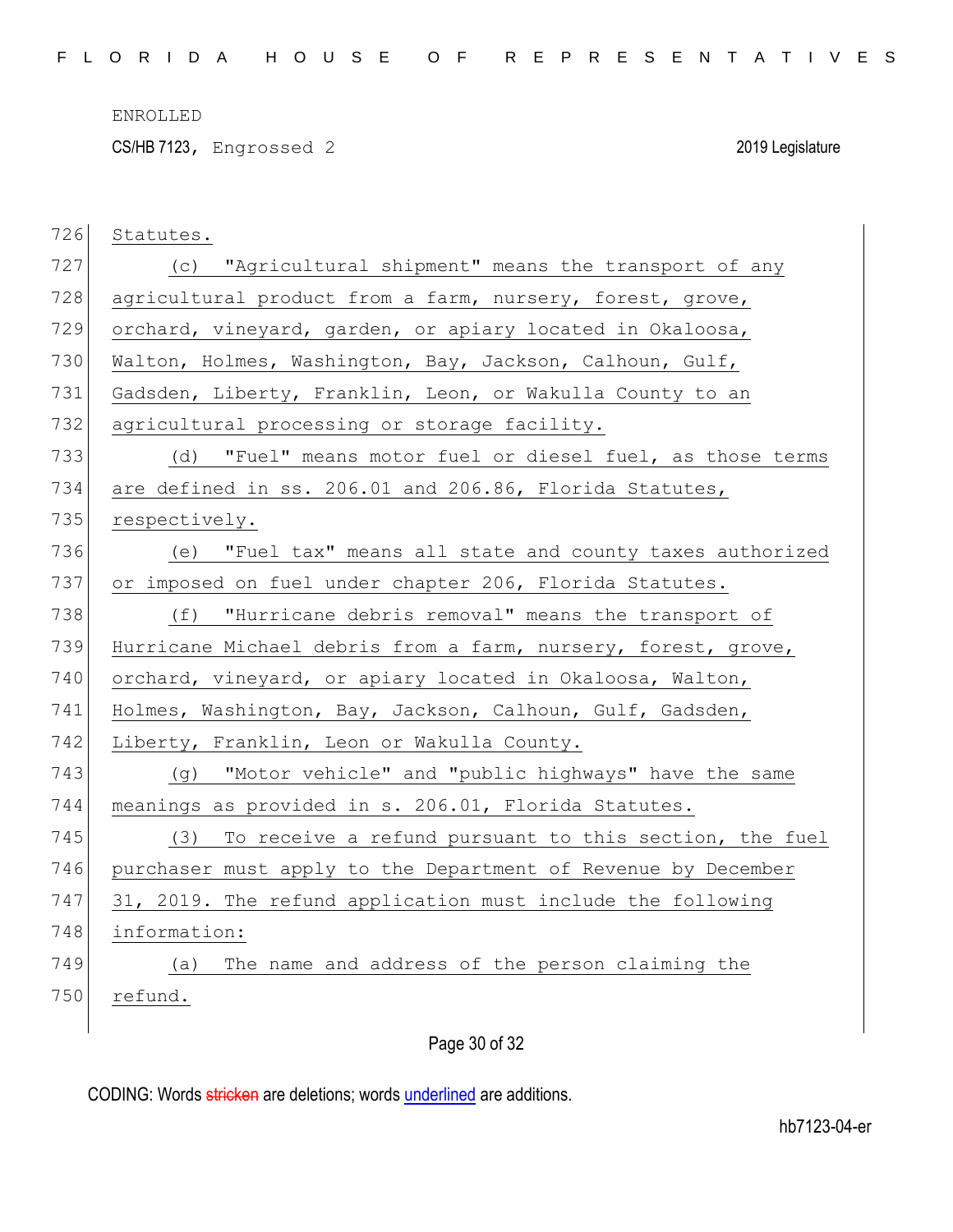Statutes.

(c) "Agricultural shipment" means the transport of any agricultural product from a farm, nursery, forest, grove, orchard, vineyard, garden, or apiary located in Okaloosa, Walton, Holmes, Washington, Bay, Jackson, Calhoun, Gulf, Gadsden, Liberty, Franklin, Leon, or Wakulla County to an agricultural processing or storage facility.

(d) "Fuel" means motor fuel or diesel fuel, as those terms are defined in ss. 206.01 and 206.86, Florida Statutes, respectively.

(e) "Fuel tax" means all state and county taxes authorized or imposed on fuel under chapter 206, Florida Statutes.

(f) "Hurricane debris removal" means the transport of Hurricane Michael debris from a farm, nursery, forest, grove, orchard, vineyard, or apiary located in Okaloosa, Walton, Holmes, Washington, Bay, Jackson, Calhoun, Gulf, Gadsden, Liberty, Franklin, Leon or Wakulla County.

(g) "Motor vehicle" and "public highways" have the same meanings as provided in s. 206.01, Florida Statutes.

(3) To receive a refund pursuant to this section, the fuel purchaser must apply to the Department of Revenue by December 31, 2019. The refund application must include the following information:

(a) The name and address of the person claiming the refund.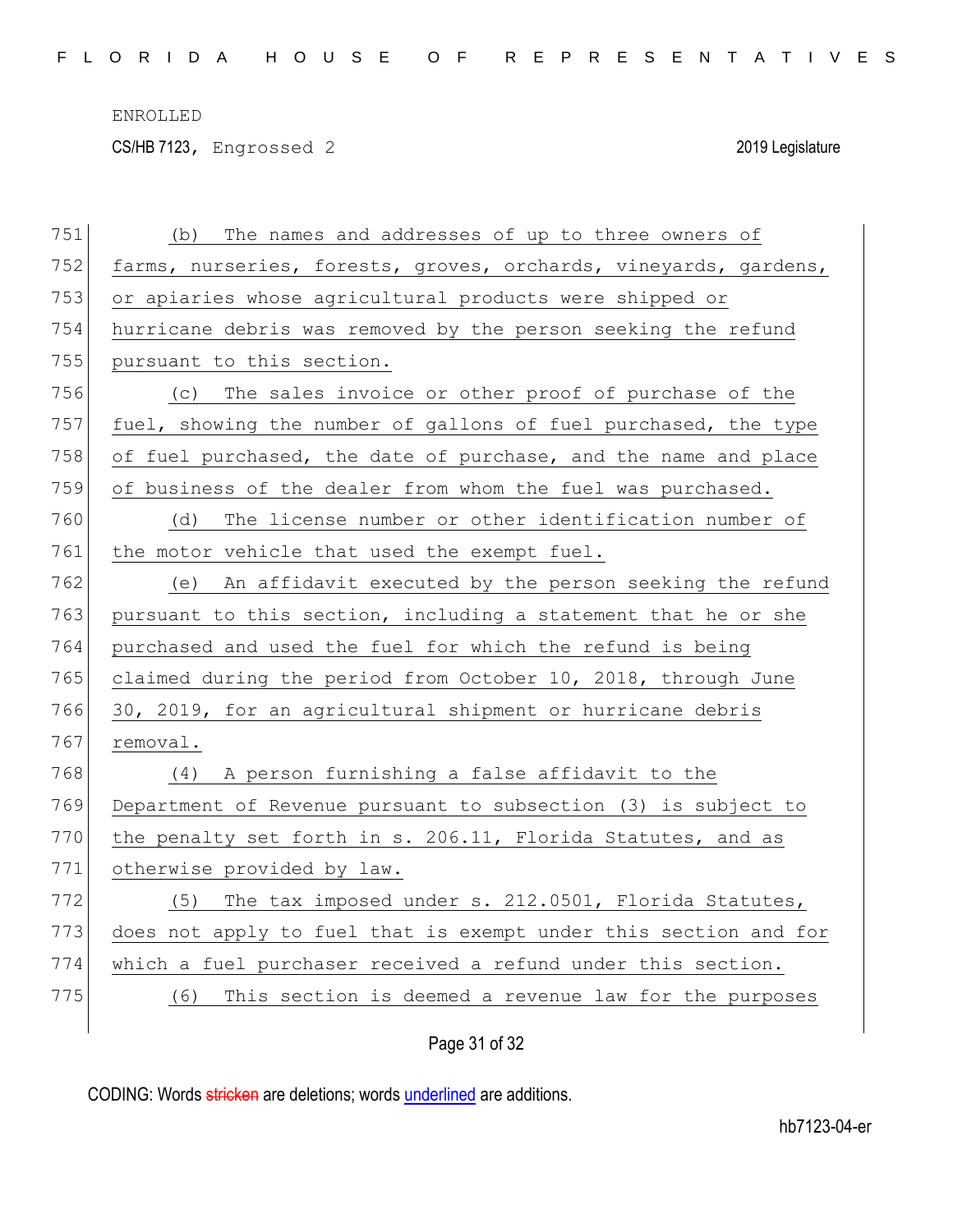(b) The names and addresses of up to three owners of farms, nurseries, forests, groves, orchards, vineyards, gardens, or apiaries whose agricultural products were shipped or hurricane debris was removed by the person seeking the refund pursuant to this section.

(c) The sales invoice or other proof of purchase of the fuel, showing the number of gallons of fuel purchased, the type of fuel purchased, the date of purchase, and the name and place of business of the dealer from whom the fuel was purchased.

(d) The license number or other identification number of the motor vehicle that used the exempt fuel.

(e) An affidavit executed by the person seeking the refund pursuant to this section, including a statement that he or she purchased and used the fuel for which the refund is being claimed during the period from October 10, 2018, through June 30, 2019, for an agricultural shipment or hurricane debris removal.

(4) A person furnishing a false affidavit to the Department of Revenue pursuant to subsection (3) is subject to the penalty set forth in s. 206.11, Florida Statutes, and as otherwise provided by law.

(5) The tax imposed under s. 212.0501, Florida Statutes, does not apply to fuel that is exempt under this section and for which a fuel purchaser received a refund under this section.

(6) This section is deemed a revenue law for the purposes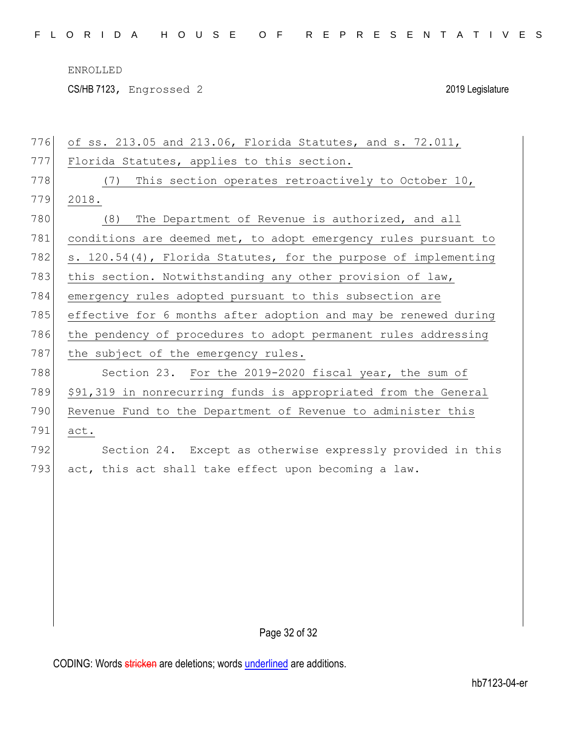of ss. 213.05 and 213.06, Florida Statutes, and s. 72.011, Florida Statutes, applies to this section.

(7) This section operates retroactively to October 10, 2018.

(8) The Department of Revenue is authorized, and all conditions are deemed met, to adopt emergency rules pursuant to s. 120.54(4), Florida Statutes, for the purpose of implementing this section. Notwithstanding any other provision of law, emergency rules adopted pursuant to this subsection are effective for 6 months after adoption and may be renewed during the pendency of procedures to adopt permanent rules addressing the subject of the emergency rules.

Section 23. For the 2019-2020 fiscal year, the sum of $91,319 in nonrecurring funds is appropriated from the General Revenue Fund to the Department of Revenue to administer this act.

Section 24. Except as otherwise expressly provided in this act, this act shall take effect upon becoming a law.